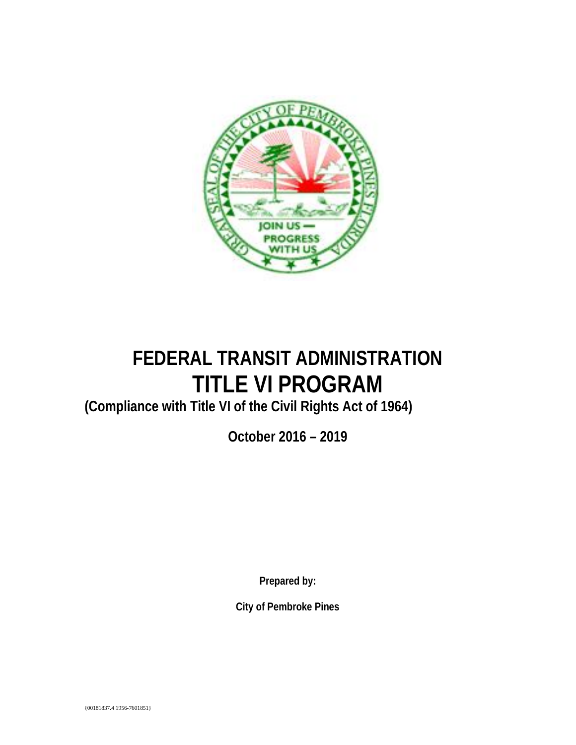# FEDERAL TRANSIT ADMINISTRATION

# TITLE VI PROGRAM

**(Compliance with Title VI of the Civil Rights Act of 1964)**

**October 2016 – 2019**

**Prepared by:**

**City of Pembroke Pines**

{00181837.4 1956-7601851}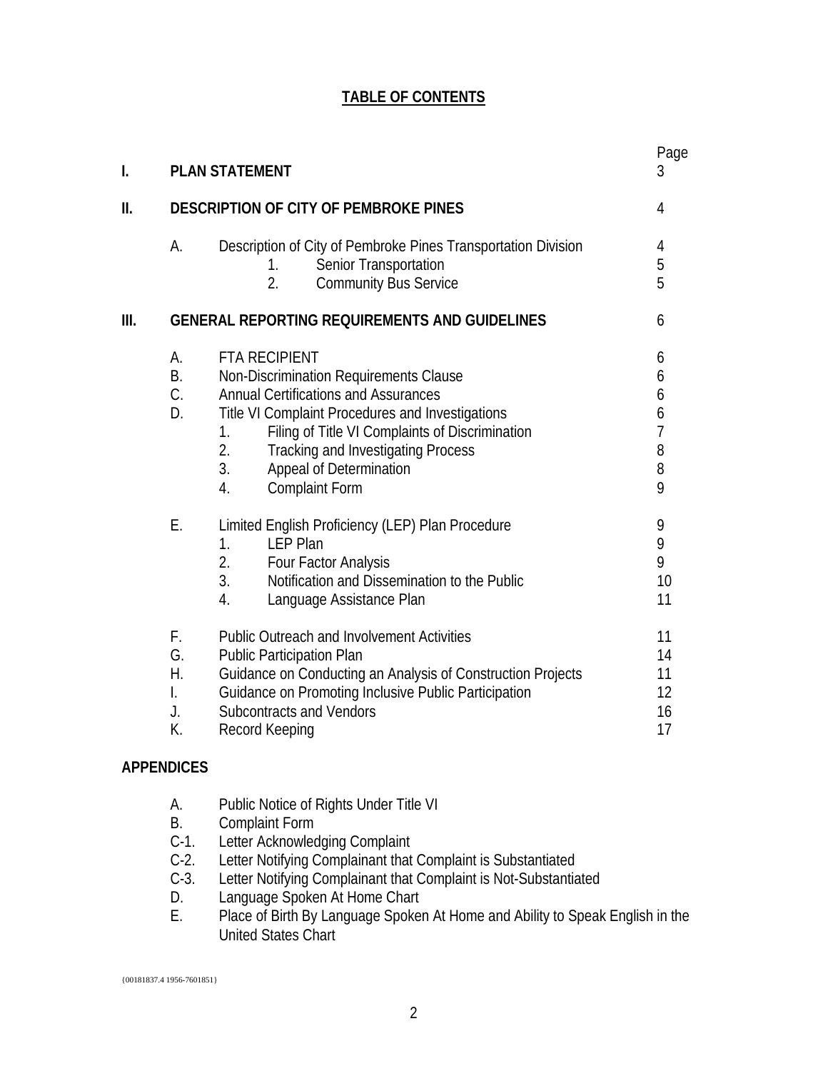# TABLE OF CONTENTS

| | | Page |
|---|---|---|
| **I.** | **PLAN STATEMENT** | 3 |
| **II.** | **DESCRIPTION OF CITY OF PEMBROKE PINES** | 4 |
| A. | Description of City of Pembroke Pines Transportation Division | 4 |
| | 1. Senior Transportation | 5 |
| | 2. Community Bus Service | 5 |
| **III.** | **GENERAL REPORTING REQUIREMENTS AND GUIDELINES** | 6 |
| A. | FTA RECIPIENT | 6 |
| B. | Non-Discrimination Requirements Clause | 6 |
| C. | Annual Certifications and Assurances | 6 |
| D. | Title VI Complaint Procedures and Investigations | 6 |
| | 1. Filing of Title VI Complaints of Discrimination | 7 |
| | 2. Tracking and Investigating Process | 8 |
| | 3. Appeal of Determination | 8 |
| | 4. Complaint Form | 9 |
| E. | Limited English Proficiency (LEP) Plan Procedure | 9 |
| | 1. LEP Plan | 9 |
| | 2. Four Factor Analysis | 9 |
| | 3. Notification and Dissemination to the Public | 10 |
| | 4. Language Assistance Plan | 11 |
| F. | Public Outreach and Involvement Activities | 11 |
| G. | Public Participation Plan | 14 |
| H. | Guidance on Conducting an Analysis of Construction Projects | 11 |
| I. | Guidance on Promoting Inclusive Public Participation | 12 |
| J. | Subcontracts and Vendors | 16 |
| K. | Record Keeping | 17 |

**APPENDICES**

- A. Public Notice of Rights Under Title VI
- B. Complaint Form
- C-1. Letter Acknowledging Complaint
- C-2. Letter Notifying Complainant that Complaint is Substantiated
- C-3. Letter Notifying Complainant that Complaint is Not-Substantiated
- D. Language Spoken At Home Chart
- E. Place of Birth By Language Spoken At Home and Ability to Speak English in the United States Chart

{00181837.4 1956-7601851}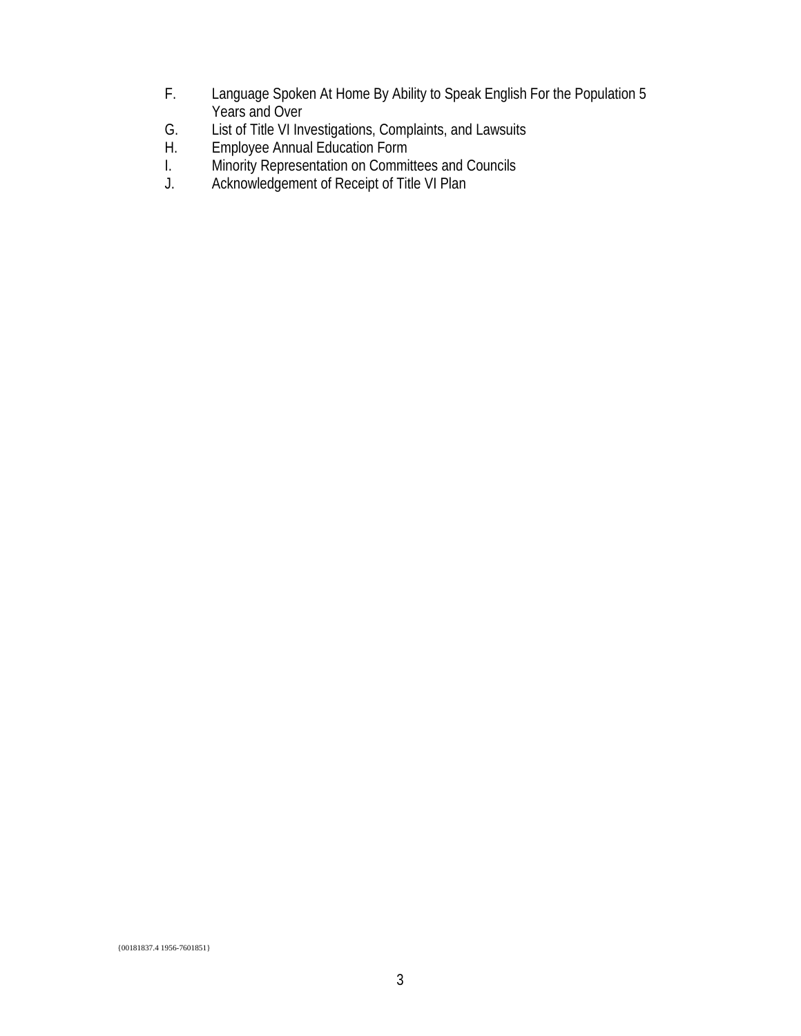F. Language Spoken At Home By Ability to Speak English For the Population 5 Years and Over
G. List of Title VI Investigations, Complaints, and Lawsuits
H. Employee Annual Education Form
I. Minority Representation on Committees and Councils
J. Acknowledgement of Receipt of Title VI Plan

{00181837.4 1956-7601851}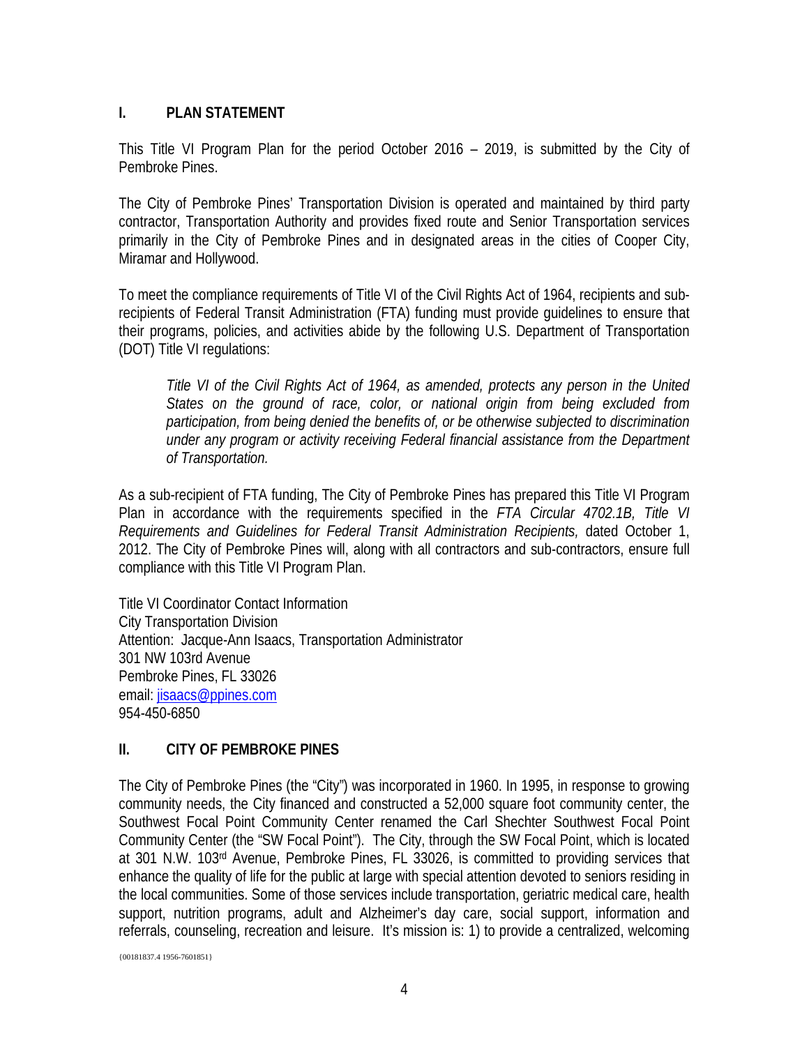## I. PLAN STATEMENT

This Title VI Program Plan for the period October 2016 – 2019, is submitted by the City of Pembroke Pines.

The City of Pembroke Pines' Transportation Division is operated and maintained by third party contractor, Transportation Authority and provides fixed route and Senior Transportation services primarily in the City of Pembroke Pines and in designated areas in the cities of Cooper City, Miramar and Hollywood.

To meet the compliance requirements of Title VI of the Civil Rights Act of 1964, recipients and sub-recipients of Federal Transit Administration (FTA) funding must provide guidelines to ensure that their programs, policies, and activities abide by the following U.S. Department of Transportation (DOT) Title VI regulations:

> *Title VI of the Civil Rights Act of 1964, as amended, protects any person in the United States on the ground of race, color, or national origin from being excluded from participation, from being denied the benefits of, or be otherwise subjected to discrimination under any program or activity receiving Federal financial assistance from the Department of Transportation.*

As a sub-recipient of FTA funding, The City of Pembroke Pines has prepared this Title VI Program Plan in accordance with the requirements specified in the *FTA Circular 4702.1B, Title VI Requirements and Guidelines for Federal Transit Administration Recipients,* dated October 1, 2012. The City of Pembroke Pines will, along with all contractors and sub-contractors, ensure full compliance with this Title VI Program Plan.

Title VI Coordinator Contact Information
City Transportation Division
Attention: Jacque-Ann Isaacs, Transportation Administrator
301 NW 103rd Avenue
Pembroke Pines, FL 33026
email: jisaacs@ppines.com
954-450-6850

## II. CITY OF PEMBROKE PINES

The City of Pembroke Pines (the "City") was incorporated in 1960. In 1995, in response to growing community needs, the City financed and constructed a 52,000 square foot community center, the Southwest Focal Point Community Center renamed the Carl Shechter Southwest Focal Point Community Center (the "SW Focal Point"). The City, through the SW Focal Point, which is located at 301 N.W. 103rd Avenue, Pembroke Pines, FL 33026, is committed to providing services that enhance the quality of life for the public at large with special attention devoted to seniors residing in the local communities. Some of those services include transportation, geriatric medical care, health support, nutrition programs, adult and Alzheimer's day care, social support, information and referrals, counseling, recreation and leisure. It's mission is: 1) to provide a centralized, welcoming

{00181837.4 1956-7601851}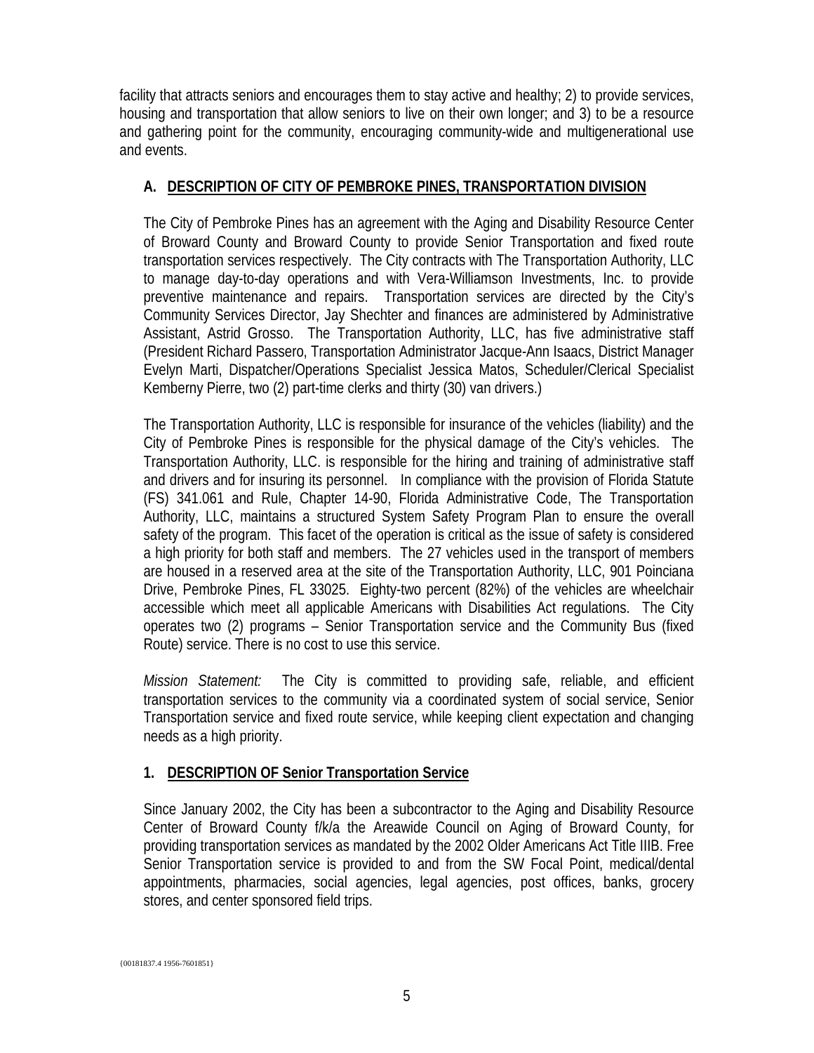facility that attracts seniors and encourages them to stay active and healthy; 2) to provide services, housing and transportation that allow seniors to live on their own longer; and 3) to be a resource and gathering point for the community, encouraging community-wide and multigenerational use and events.

## A. DESCRIPTION OF CITY OF PEMBROKE PINES, TRANSPORTATION DIVISION

The City of Pembroke Pines has an agreement with the Aging and Disability Resource Center of Broward County and Broward County to provide Senior Transportation and fixed route transportation services respectively. The City contracts with The Transportation Authority, LLC to manage day-to-day operations and with Vera-Williamson Investments, Inc. to provide preventive maintenance and repairs. Transportation services are directed by the City's Community Services Director, Jay Shechter and finances are administered by Administrative Assistant, Astrid Grosso. The Transportation Authority, LLC, has five administrative staff (President Richard Passero, Transportation Administrator Jacque-Ann Isaacs, District Manager Evelyn Marti, Dispatcher/Operations Specialist Jessica Matos, Scheduler/Clerical Specialist Kemberny Pierre, two (2) part-time clerks and thirty (30) van drivers.)

The Transportation Authority, LLC is responsible for insurance of the vehicles (liability) and the City of Pembroke Pines is responsible for the physical damage of the City's vehicles. The Transportation Authority, LLC. is responsible for the hiring and training of administrative staff and drivers and for insuring its personnel. In compliance with the provision of Florida Statute (FS) 341.061 and Rule, Chapter 14-90, Florida Administrative Code, The Transportation Authority, LLC, maintains a structured System Safety Program Plan to ensure the overall safety of the program. This facet of the operation is critical as the issue of safety is considered a high priority for both staff and members. The 27 vehicles used in the transport of members are housed in a reserved area at the site of the Transportation Authority, LLC, 901 Poinciana Drive, Pembroke Pines, FL 33025. Eighty-two percent (82%) of the vehicles are wheelchair accessible which meet all applicable Americans with Disabilities Act regulations. The City operates two (2) programs – Senior Transportation service and the Community Bus (fixed Route) service. There is no cost to use this service.

*Mission Statement:* The City is committed to providing safe, reliable, and efficient transportation services to the community via a coordinated system of social service, Senior Transportation service and fixed route service, while keeping client expectation and changing needs as a high priority.

### 1. DESCRIPTION OF Senior Transportation Service

Since January 2002, the City has been a subcontractor to the Aging and Disability Resource Center of Broward County f/k/a the Areawide Council on Aging of Broward County, for providing transportation services as mandated by the 2002 Older Americans Act Title IIIB. Free Senior Transportation service is provided to and from the SW Focal Point, medical/dental appointments, pharmacies, social agencies, legal agencies, post offices, banks, grocery stores, and center sponsored field trips.

{00181837.4 1956-7601851}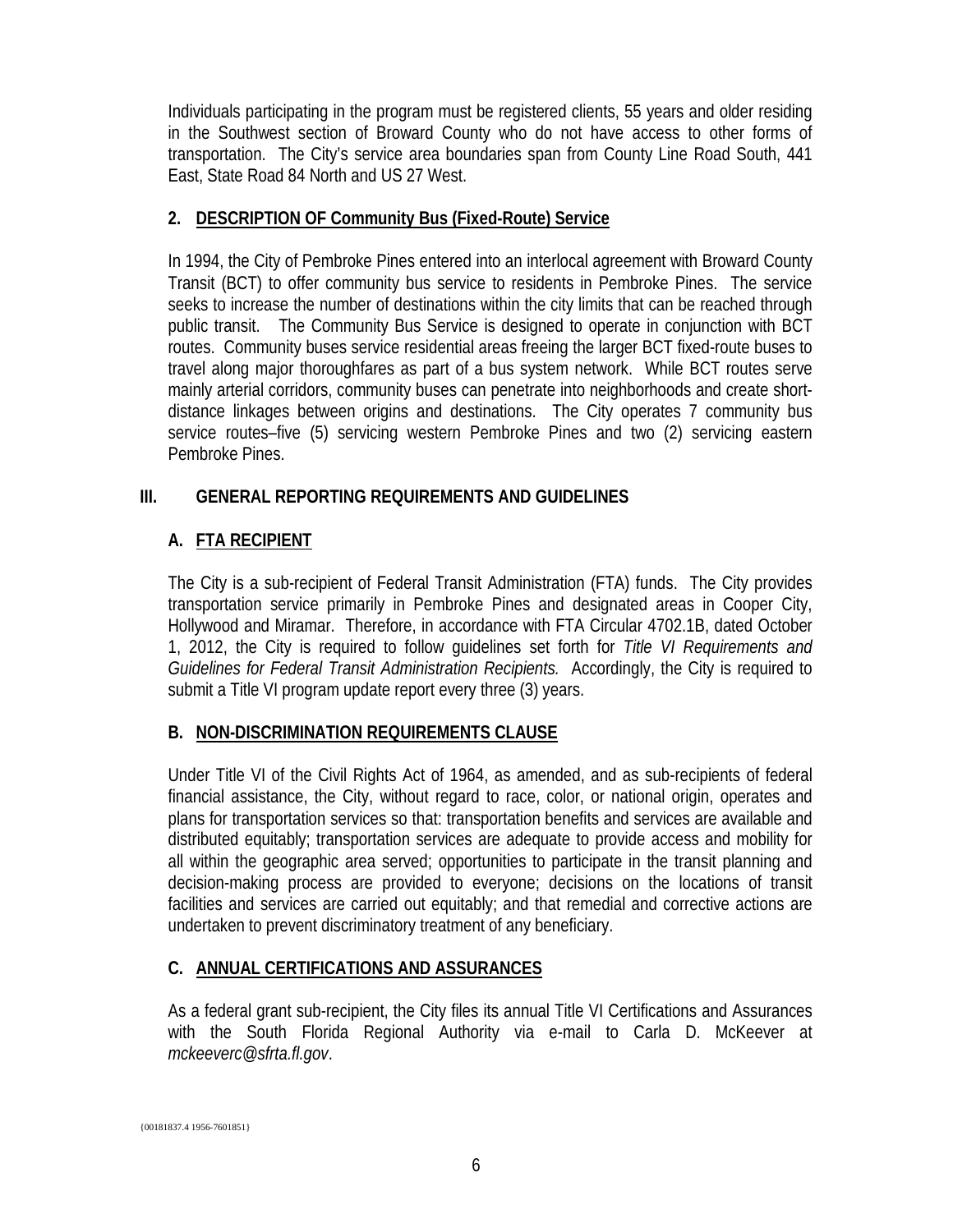Individuals participating in the program must be registered clients, 55 years and older residing in the Southwest section of Broward County who do not have access to other forms of transportation. The City's service area boundaries span from County Line Road South, 441 East, State Road 84 North and US 27 West.

### 2. <u>DESCRIPTION OF Community Bus (Fixed-Route) Service</u>

In 1994, the City of Pembroke Pines entered into an interlocal agreement with Broward County Transit (BCT) to offer community bus service to residents in Pembroke Pines. The service seeks to increase the number of destinations within the city limits that can be reached through public transit. The Community Bus Service is designed to operate in conjunction with BCT routes. Community buses service residential areas freeing the larger BCT fixed-route buses to travel along major thoroughfares as part of a bus system network. While BCT routes serve mainly arterial corridors, community buses can penetrate into neighborhoods and create short-distance linkages between origins and destinations. The City operates 7 community bus service routes–five (5) servicing western Pembroke Pines and two (2) servicing eastern Pembroke Pines.

## III. GENERAL REPORTING REQUIREMENTS AND GUIDELINES

### A. <u>FTA RECIPIENT</u>

The City is a sub-recipient of Federal Transit Administration (FTA) funds. The City provides transportation service primarily in Pembroke Pines and designated areas in Cooper City, Hollywood and Miramar. Therefore, in accordance with FTA Circular 4702.1B, dated October 1, 2012, the City is required to follow guidelines set forth for *Title VI Requirements and Guidelines for Federal Transit Administration Recipients.* Accordingly, the City is required to submit a Title VI program update report every three (3) years.

### B. <u>NON-DISCRIMINATION REQUIREMENTS CLAUSE</u>

Under Title VI of the Civil Rights Act of 1964, as amended, and as sub-recipients of federal financial assistance, the City, without regard to race, color, or national origin, operates and plans for transportation services so that: transportation benefits and services are available and distributed equitably; transportation services are adequate to provide access and mobility for all within the geographic area served; opportunities to participate in the transit planning and decision-making process are provided to everyone; decisions on the locations of transit facilities and services are carried out equitably; and that remedial and corrective actions are undertaken to prevent discriminatory treatment of any beneficiary.

### C. <u>ANNUAL CERTIFICATIONS AND ASSURANCES</u>

As a federal grant sub-recipient, the City files its annual Title VI Certifications and Assurances with the South Florida Regional Authority via e-mail to Carla D. McKeever at *mckeeverc@sfrta.fl.gov*.

{00181837.4 1956-7601851}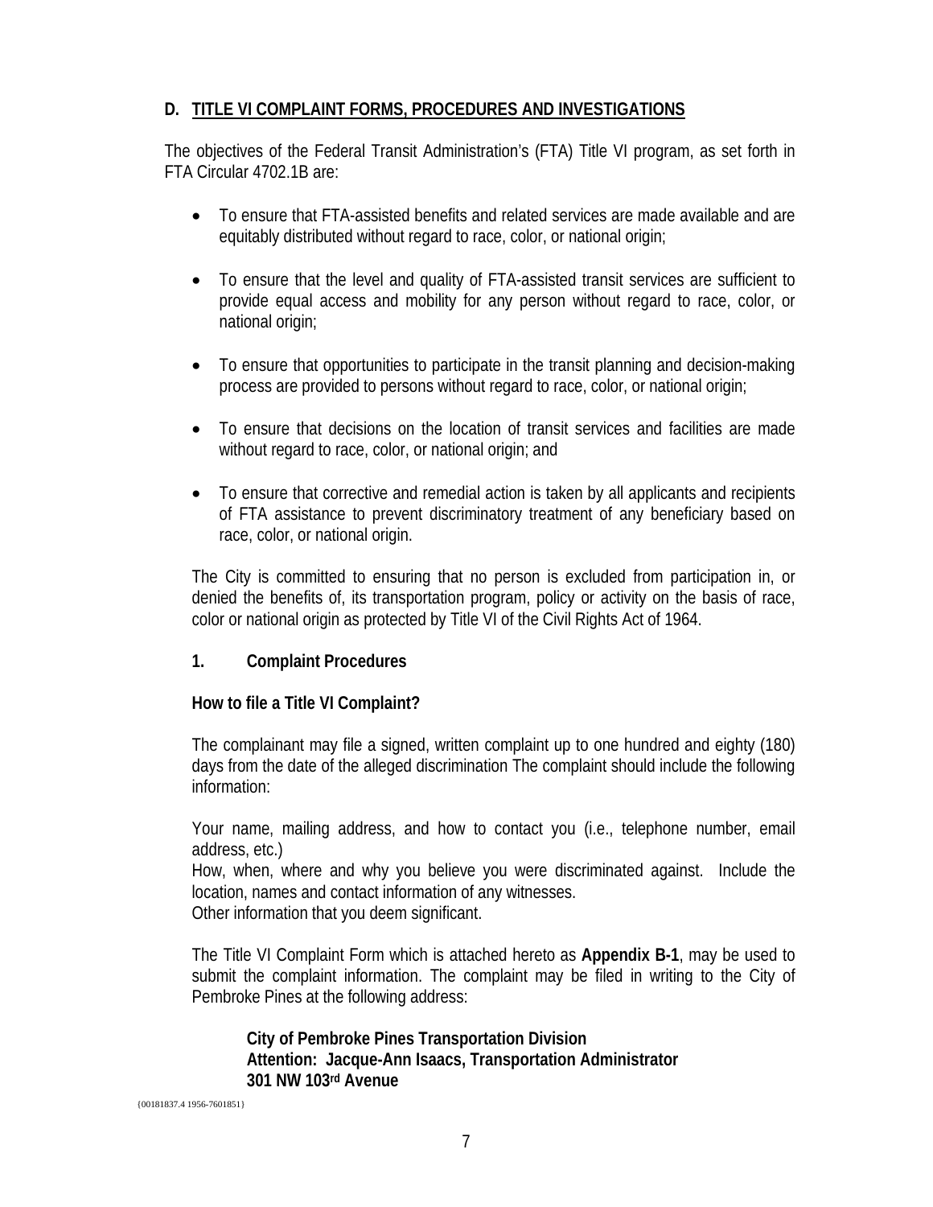## D. TITLE VI COMPLAINT FORMS, PROCEDURES AND INVESTIGATIONS

The objectives of the Federal Transit Administration's (FTA) Title VI program, as set forth in FTA Circular 4702.1B are:

- To ensure that FTA-assisted benefits and related services are made available and are equitably distributed without regard to race, color, or national origin;
- To ensure that the level and quality of FTA-assisted transit services are sufficient to provide equal access and mobility for any person without regard to race, color, or national origin;
- To ensure that opportunities to participate in the transit planning and decision-making process are provided to persons without regard to race, color, or national origin;
- To ensure that decisions on the location of transit services and facilities are made without regard to race, color, or national origin; and
- To ensure that corrective and remedial action is taken by all applicants and recipients of FTA assistance to prevent discriminatory treatment of any beneficiary based on race, color, or national origin.

The City is committed to ensuring that no person is excluded from participation in, or denied the benefits of, its transportation program, policy or activity on the basis of race, color or national origin as protected by Title VI of the Civil Rights Act of 1964.

### 1. Complaint Procedures

**How to file a Title VI Complaint?**

The complainant may file a signed, written complaint up to one hundred and eighty (180) days from the date of the alleged discrimination The complaint should include the following information:

Your name, mailing address, and how to contact you (i.e., telephone number, email address, etc.)
How, when, where and why you believe you were discriminated against. Include the location, names and contact information of any witnesses.
Other information that you deem significant.

The Title VI Complaint Form which is attached hereto as **Appendix B-1**, may be used to submit the complaint information. The complaint may be filed in writing to the City of Pembroke Pines at the following address:

**City of Pembroke Pines Transportation Division**
**Attention: Jacque-Ann Isaacs, Transportation Administrator**
**301 NW 103rd Avenue**

{00181837.4 1956-7601851}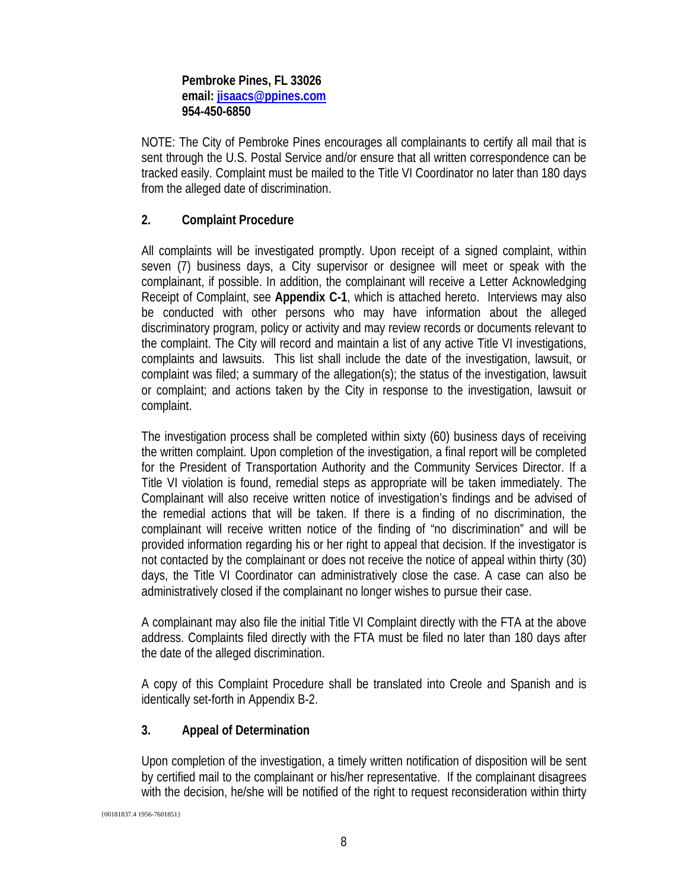**Pembroke Pines, FL 33026**
**email: [jisaacs@ppines.com](mailto:jisaacs@ppines.com)**
**954-450-6850**

NOTE: The City of Pembroke Pines encourages all complainants to certify all mail that is sent through the U.S. Postal Service and/or ensure that all written correspondence can be tracked easily. Complaint must be mailed to the Title VI Coordinator no later than 180 days from the alleged date of discrimination.

## 2. Complaint Procedure

All complaints will be investigated promptly. Upon receipt of a signed complaint, within seven (7) business days, a City supervisor or designee will meet or speak with the complainant, if possible. In addition, the complainant will receive a Letter Acknowledging Receipt of Complaint, see **Appendix C-1**, which is attached hereto. Interviews may also be conducted with other persons who may have information about the alleged discriminatory program, policy or activity and may review records or documents relevant to the complaint. The City will record and maintain a list of any active Title VI investigations, complaints and lawsuits. This list shall include the date of the investigation, lawsuit, or complaint was filed; a summary of the allegation(s); the status of the investigation, lawsuit or complaint; and actions taken by the City in response to the investigation, lawsuit or complaint.

The investigation process shall be completed within sixty (60) business days of receiving the written complaint. Upon completion of the investigation, a final report will be completed for the President of Transportation Authority and the Community Services Director. If a Title VI violation is found, remedial steps as appropriate will be taken immediately. The Complainant will also receive written notice of investigation's findings and be advised of the remedial actions that will be taken. If there is a finding of no discrimination, the complainant will receive written notice of the finding of "no discrimination" and will be provided information regarding his or her right to appeal that decision. If the investigator is not contacted by the complainant or does not receive the notice of appeal within thirty (30) days, the Title VI Coordinator can administratively close the case. A case can also be administratively closed if the complainant no longer wishes to pursue their case.

A complainant may also file the initial Title VI Complaint directly with the FTA at the above address. Complaints filed directly with the FTA must be filed no later than 180 days after the date of the alleged discrimination.

A copy of this Complaint Procedure shall be translated into Creole and Spanish and is identically set-forth in Appendix B-2.

## 3. Appeal of Determination

Upon completion of the investigation, a timely written notification of disposition will be sent by certified mail to the complainant or his/her representative. If the complainant disagrees with the decision, he/she will be notified of the right to request reconsideration within thirty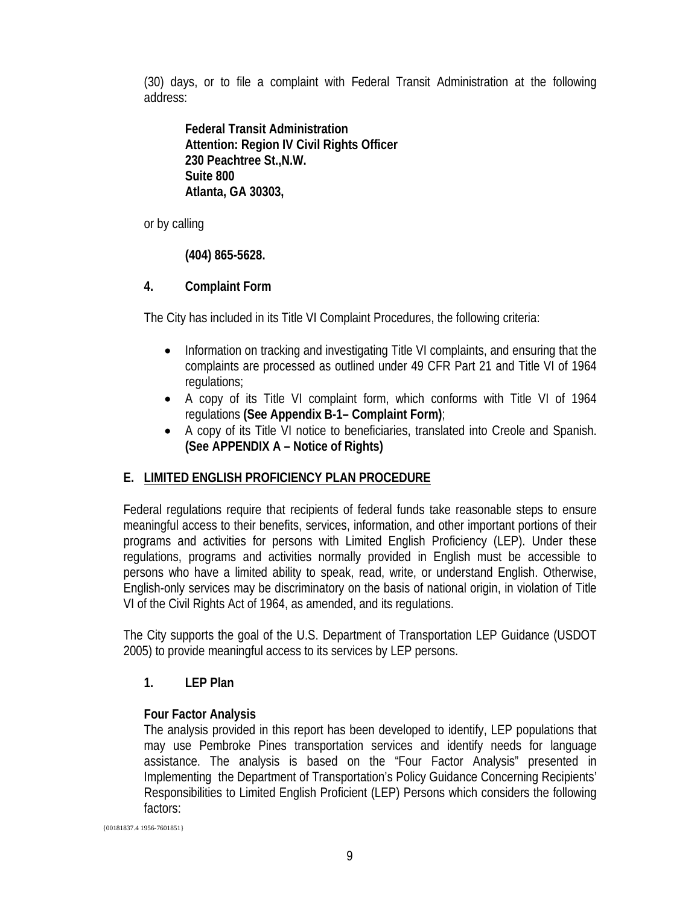(30) days, or to file a complaint with Federal Transit Administration at the following address:

> **Federal Transit Administration**
> **Attention: Region IV Civil Rights Officer**
> **230 Peachtree St.,N.W.**
> **Suite 800**
> **Atlanta, GA 30303,**

or by calling

> **(404) 865-5628.**

### 4. Complaint Form

The City has included in its Title VI Complaint Procedures, the following criteria:

- Information on tracking and investigating Title VI complaints, and ensuring that the complaints are processed as outlined under 49 CFR Part 21 and Title VI of 1964 regulations;
- A copy of its Title VI complaint form, which conforms with Title VI of 1964 regulations **(See Appendix B-1– Complaint Form)**;
- A copy of its Title VI notice to beneficiaries, translated into Creole and Spanish. **(See APPENDIX A – Notice of Rights)**

## E. LIMITED ENGLISH PROFICIENCY PLAN PROCEDURE

Federal regulations require that recipients of federal funds take reasonable steps to ensure meaningful access to their benefits, services, information, and other important portions of their programs and activities for persons with Limited English Proficiency (LEP). Under these regulations, programs and activities normally provided in English must be accessible to persons who have a limited ability to speak, read, write, or understand English. Otherwise, English-only services may be discriminatory on the basis of national origin, in violation of Title VI of the Civil Rights Act of 1964, as amended, and its regulations.

The City supports the goal of the U.S. Department of Transportation LEP Guidance (USDOT 2005) to provide meaningful access to its services by LEP persons.

### 1. LEP Plan

**Four Factor Analysis**

The analysis provided in this report has been developed to identify, LEP populations that may use Pembroke Pines transportation services and identify needs for language assistance. The analysis is based on the "Four Factor Analysis" presented in Implementing the Department of Transportation's Policy Guidance Concerning Recipients' Responsibilities to Limited English Proficient (LEP) Persons which considers the following factors:

{00181837.4 1956-7601851}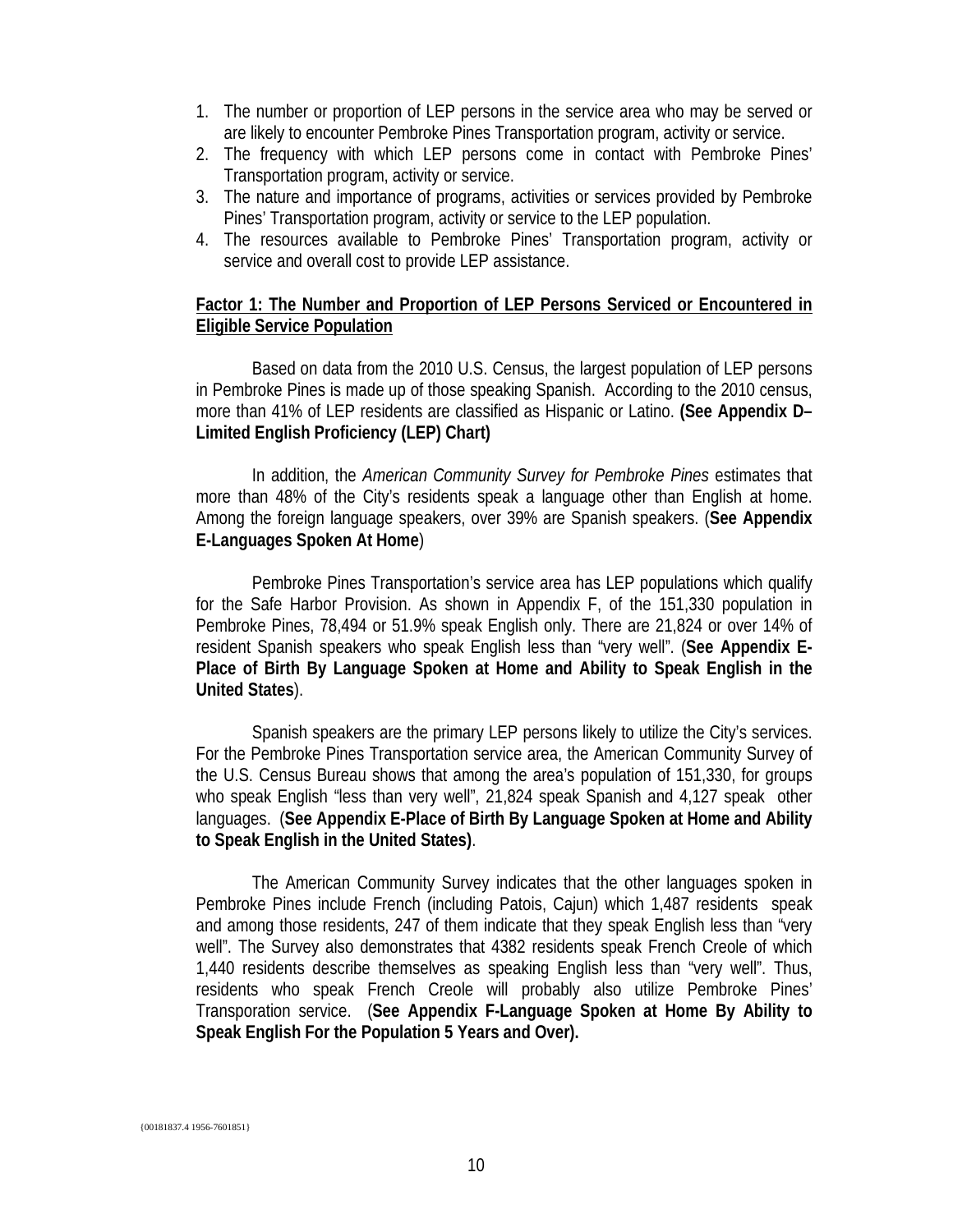1. The number or proportion of LEP persons in the service area who may be served or are likely to encounter Pembroke Pines Transportation program, activity or service.
2. The frequency with which LEP persons come in contact with Pembroke Pines' Transportation program, activity or service.
3. The nature and importance of programs, activities or services provided by Pembroke Pines' Transportation program, activity or service to the LEP population.
4. The resources available to Pembroke Pines' Transportation program, activity or service and overall cost to provide LEP assistance.

**Factor 1: The Number and Proportion of LEP Persons Serviced or Encountered in Eligible Service Population**

Based on data from the 2010 U.S. Census, the largest population of LEP persons in Pembroke Pines is made up of those speaking Spanish. According to the 2010 census, more than 41% of LEP residents are classified as Hispanic or Latino. **(See Appendix D– Limited English Proficiency (LEP) Chart)**

In addition, the *American Community Survey for Pembroke Pines* estimates that more than 48% of the City's residents speak a language other than English at home. Among the foreign language speakers, over 39% are Spanish speakers. (**See Appendix E-Languages Spoken At Home**)

Pembroke Pines Transportation's service area has LEP populations which qualify for the Safe Harbor Provision. As shown in Appendix F, of the 151,330 population in Pembroke Pines, 78,494 or 51.9% speak English only. There are 21,824 or over 14% of resident Spanish speakers who speak English less than "very well". (**See Appendix E-Place of Birth By Language Spoken at Home and Ability to Speak English in the United States**).

Spanish speakers are the primary LEP persons likely to utilize the City's services. For the Pembroke Pines Transportation service area, the American Community Survey of the U.S. Census Bureau shows that among the area's population of 151,330, for groups who speak English "less than very well", 21,824 speak Spanish and 4,127 speak other languages. (**See Appendix E-Place of Birth By Language Spoken at Home and Ability to Speak English in the United States)**.

The American Community Survey indicates that the other languages spoken in Pembroke Pines include French (including Patois, Cajun) which 1,487 residents speak and among those residents, 247 of them indicate that they speak English less than "very well". The Survey also demonstrates that 4382 residents speak French Creole of which 1,440 residents describe themselves as speaking English less than "very well". Thus, residents who speak French Creole will probably also utilize Pembroke Pines' Transporation service. (**See Appendix F-Language Spoken at Home By Ability to Speak English For the Population 5 Years and Over).**

{00181837.4 1956-7601851}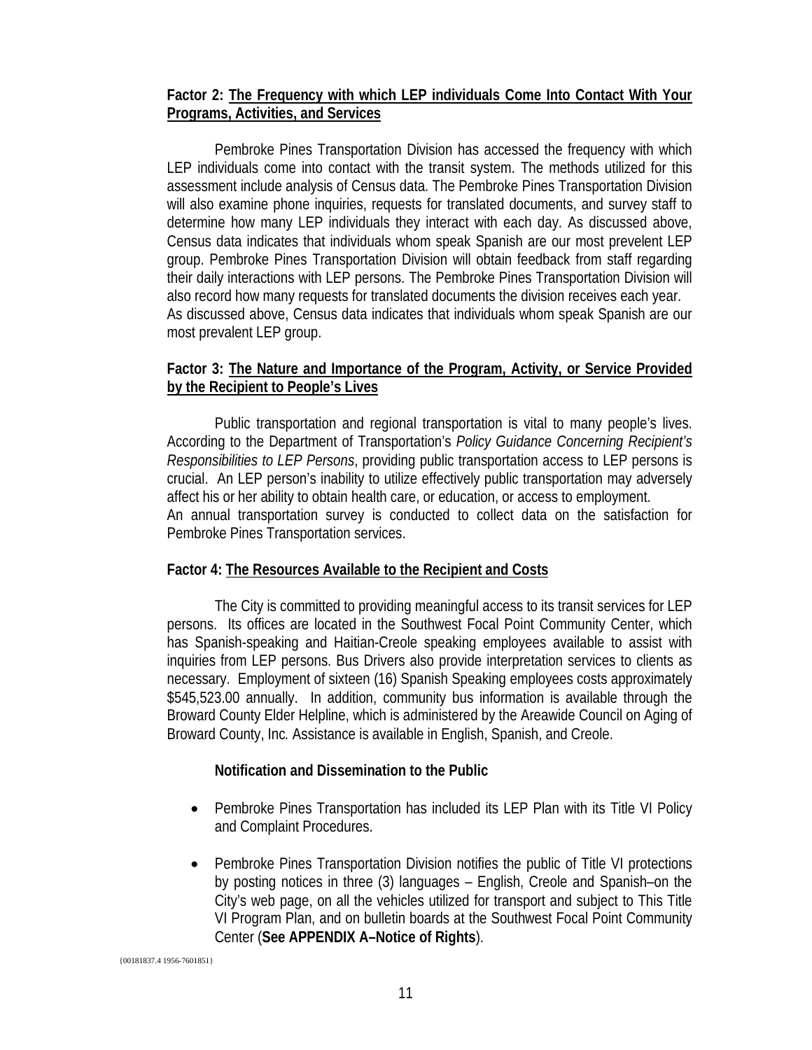**Factor 2: The Frequency with which LEP individuals Come Into Contact With Your Programs, Activities, and Services**

Pembroke Pines Transportation Division has accessed the frequency with which LEP individuals come into contact with the transit system. The methods utilized for this assessment include analysis of Census data. The Pembroke Pines Transportation Division will also examine phone inquiries, requests for translated documents, and survey staff to determine how many LEP individuals they interact with each day. As discussed above, Census data indicates that individuals whom speak Spanish are our most prevelent LEP group. Pembroke Pines Transportation Division will obtain feedback from staff regarding their daily interactions with LEP persons. The Pembroke Pines Transportation Division will also record how many requests for translated documents the division receives each year. As discussed above, Census data indicates that individuals whom speak Spanish are our most prevalent LEP group.

**Factor 3: The Nature and Importance of the Program, Activity, or Service Provided by the Recipient to People's Lives**

Public transportation and regional transportation is vital to many people's lives. According to the Department of Transportation's *Policy Guidance Concerning Recipient's Responsibilities to LEP Persons*, providing public transportation access to LEP persons is crucial. An LEP person's inability to utilize effectively public transportation may adversely affect his or her ability to obtain health care, or education, or access to employment. An annual transportation survey is conducted to collect data on the satisfaction for Pembroke Pines Transportation services.

**Factor 4: The Resources Available to the Recipient and Costs**

The City is committed to providing meaningful access to its transit services for LEP persons. Its offices are located in the Southwest Focal Point Community Center, which has Spanish-speaking and Haitian-Creole speaking employees available to assist with inquiries from LEP persons. Bus Drivers also provide interpretation services to clients as necessary. Employment of sixteen (16) Spanish Speaking employees costs approximately $545,523.00 annually. In addition, community bus information is available through the Broward County Elder Helpline, which is administered by the Areawide Council on Aging of Broward County, Inc*.* Assistance is available in English, Spanish, and Creole.

**Notification and Dissemination to the Public**

- Pembroke Pines Transportation has included its LEP Plan with its Title VI Policy and Complaint Procedures.
- Pembroke Pines Transportation Division notifies the public of Title VI protections by posting notices in three (3) languages – English, Creole and Spanish–on the City's web page, on all the vehicles utilized for transport and subject to This Title VI Program Plan, and on bulletin boards at the Southwest Focal Point Community Center (**See APPENDIX A–Notice of Rights**).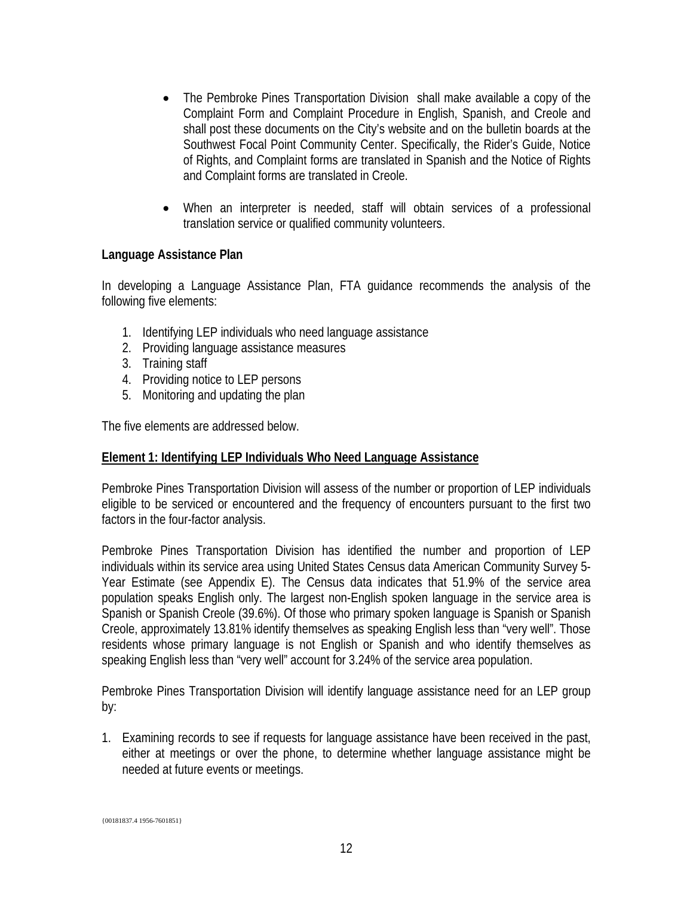- The Pembroke Pines Transportation Division shall make available a copy of the Complaint Form and Complaint Procedure in English, Spanish, and Creole and shall post these documents on the City's website and on the bulletin boards at the Southwest Focal Point Community Center. Specifically, the Rider's Guide, Notice of Rights, and Complaint forms are translated in Spanish and the Notice of Rights and Complaint forms are translated in Creole.

- When an interpreter is needed, staff will obtain services of a professional translation service or qualified community volunteers.

**Language Assistance Plan**

In developing a Language Assistance Plan, FTA guidance recommends the analysis of the following five elements:

1. Identifying LEP individuals who need language assistance
2. Providing language assistance measures
3. Training staff
4. Providing notice to LEP persons
5. Monitoring and updating the plan

The five elements are addressed below.

**Element 1: Identifying LEP Individuals Who Need Language Assistance**

Pembroke Pines Transportation Division will assess of the number or proportion of LEP individuals eligible to be serviced or encountered and the frequency of encounters pursuant to the first two factors in the four-factor analysis.

Pembroke Pines Transportation Division has identified the number and proportion of LEP individuals within its service area using United States Census data American Community Survey 5-Year Estimate (see Appendix E). The Census data indicates that 51.9% of the service area population speaks English only. The largest non-English spoken language in the service area is Spanish or Spanish Creole (39.6%). Of those who primary spoken language is Spanish or Spanish Creole, approximately 13.81% identify themselves as speaking English less than "very well". Those residents whose primary language is not English or Spanish and who identify themselves as speaking English less than "very well" account for 3.24% of the service area population.

Pembroke Pines Transportation Division will identify language assistance need for an LEP group by:

1. Examining records to see if requests for language assistance have been received in the past, either at meetings or over the phone, to determine whether language assistance might be needed at future events or meetings.

{00181837.4 1956-7601851}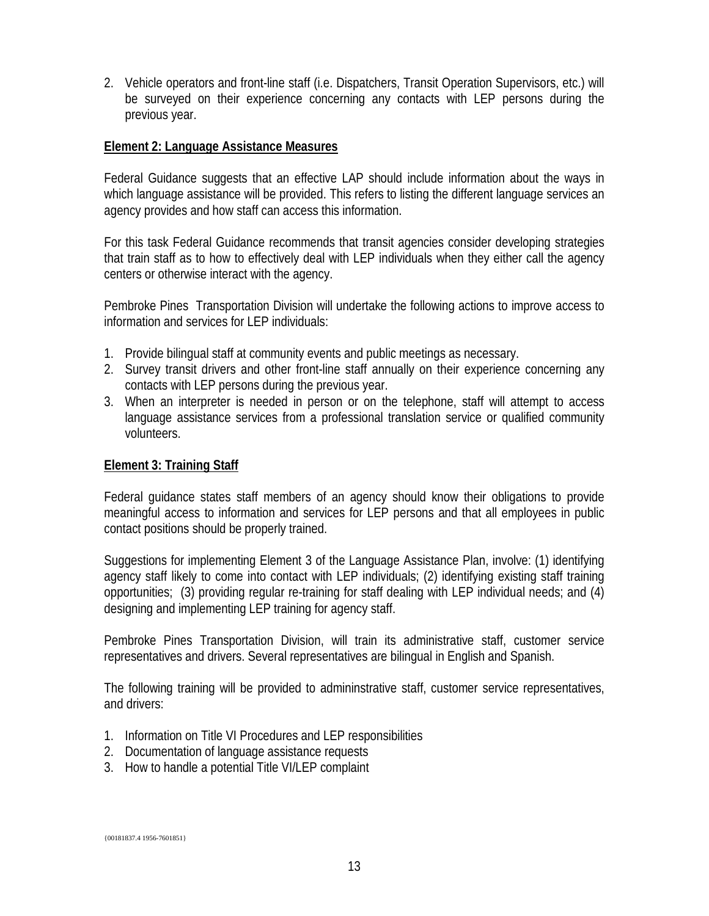2. Vehicle operators and front-line staff (i.e. Dispatchers, Transit Operation Supervisors, etc.) will be surveyed on their experience concerning any contacts with LEP persons during the previous year.

**Element 2: Language Assistance Measures**

Federal Guidance suggests that an effective LAP should include information about the ways in which language assistance will be provided. This refers to listing the different language services an agency provides and how staff can access this information.

For this task Federal Guidance recommends that transit agencies consider developing strategies that train staff as to how to effectively deal with LEP individuals when they either call the agency centers or otherwise interact with the agency.

Pembroke Pines Transportation Division will undertake the following actions to improve access to information and services for LEP individuals:

1. Provide bilingual staff at community events and public meetings as necessary.
2. Survey transit drivers and other front-line staff annually on their experience concerning any contacts with LEP persons during the previous year.
3. When an interpreter is needed in person or on the telephone, staff will attempt to access language assistance services from a professional translation service or qualified community volunteers.

**Element 3: Training Staff**

Federal guidance states staff members of an agency should know their obligations to provide meaningful access to information and services for LEP persons and that all employees in public contact positions should be properly trained.

Suggestions for implementing Element 3 of the Language Assistance Plan, involve: (1) identifying agency staff likely to come into contact with LEP individuals; (2) identifying existing staff training opportunities; (3) providing regular re-training for staff dealing with LEP individual needs; and (4) designing and implementing LEP training for agency staff.

Pembroke Pines Transportation Division, will train its administrative staff, customer service representatives and drivers. Several representatives are bilingual in English and Spanish.

The following training will be provided to admininstrative staff, customer service representatives, and drivers:

1. Information on Title VI Procedures and LEP responsibilities
2. Documentation of language assistance requests
3. How to handle a potential Title VI/LEP complaint

{00181837.4 1956-7601851}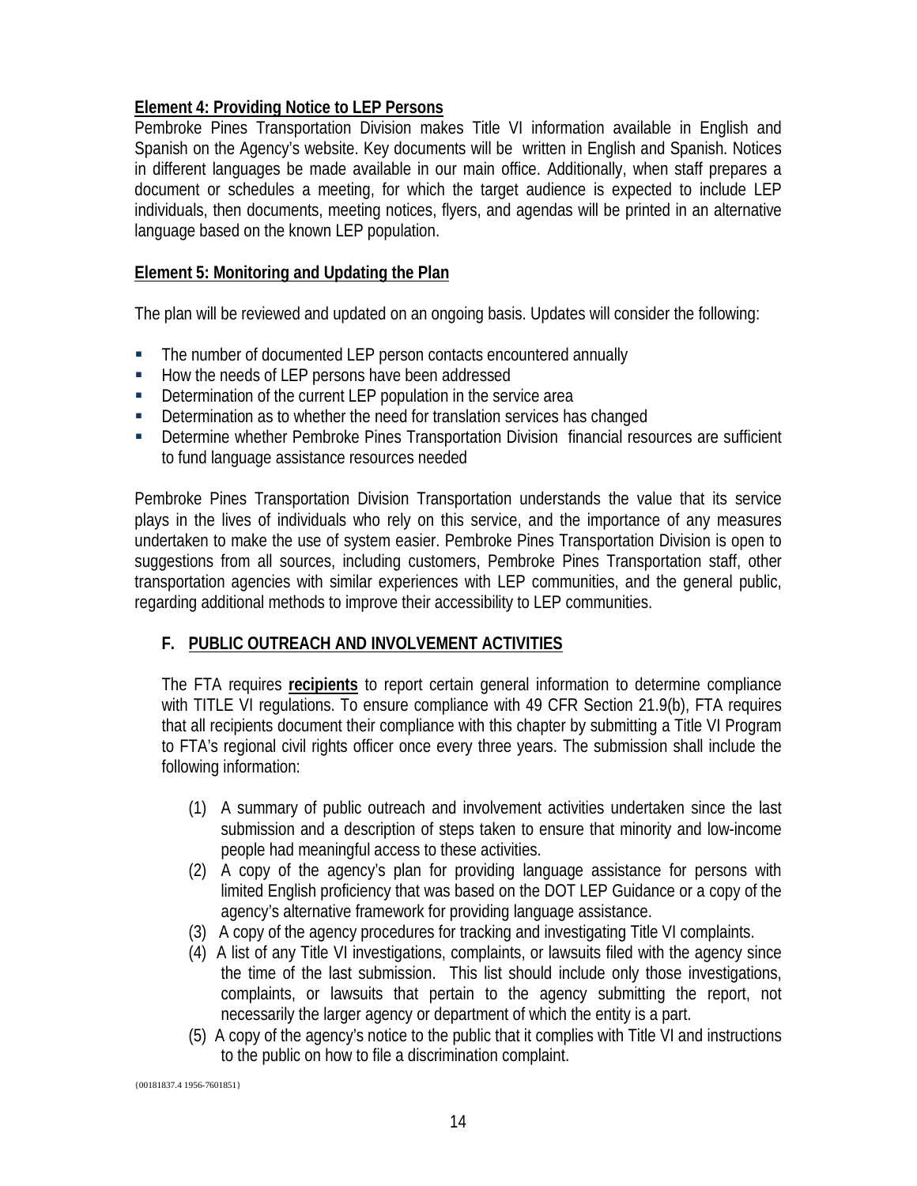**Element 4: Providing Notice to LEP Persons**

Pembroke Pines Transportation Division makes Title VI information available in English and Spanish on the Agency's website. Key documents will be written in English and Spanish. Notices in different languages be made available in our main office. Additionally, when staff prepares a document or schedules a meeting, for which the target audience is expected to include LEP individuals, then documents, meeting notices, flyers, and agendas will be printed in an alternative language based on the known LEP population.

**Element 5: Monitoring and Updating the Plan**

The plan will be reviewed and updated on an ongoing basis. Updates will consider the following:

- The number of documented LEP person contacts encountered annually
- How the needs of LEP persons have been addressed
- Determination of the current LEP population in the service area
- Determination as to whether the need for translation services has changed
- Determine whether Pembroke Pines Transportation Division financial resources are sufficient to fund language assistance resources needed

Pembroke Pines Transportation Division Transportation understands the value that its service plays in the lives of individuals who rely on this service, and the importance of any measures undertaken to make the use of system easier. Pembroke Pines Transportation Division is open to suggestions from all sources, including customers, Pembroke Pines Transportation staff, other transportation agencies with similar experiences with LEP communities, and the general public, regarding additional methods to improve their accessibility to LEP communities.

## F. PUBLIC OUTREACH AND INVOLVEMENT ACTIVITIES

The FTA requires **recipients** to report certain general information to determine compliance with TITLE VI regulations. To ensure compliance with 49 CFR Section 21.9(b), FTA requires that all recipients document their compliance with this chapter by submitting a Title VI Program to FTA's regional civil rights officer once every three years. The submission shall include the following information:

(1) A summary of public outreach and involvement activities undertaken since the last submission and a description of steps taken to ensure that minority and low-income people had meaningful access to these activities.

(2) A copy of the agency's plan for providing language assistance for persons with limited English proficiency that was based on the DOT LEP Guidance or a copy of the agency's alternative framework for providing language assistance.

(3) A copy of the agency procedures for tracking and investigating Title VI complaints.

(4) A list of any Title VI investigations, complaints, or lawsuits filed with the agency since the time of the last submission. This list should include only those investigations, complaints, or lawsuits that pertain to the agency submitting the report, not necessarily the larger agency or department of which the entity is a part.

(5) A copy of the agency's notice to the public that it complies with Title VI and instructions to the public on how to file a discrimination complaint.

{00181837.4 1956-7601851}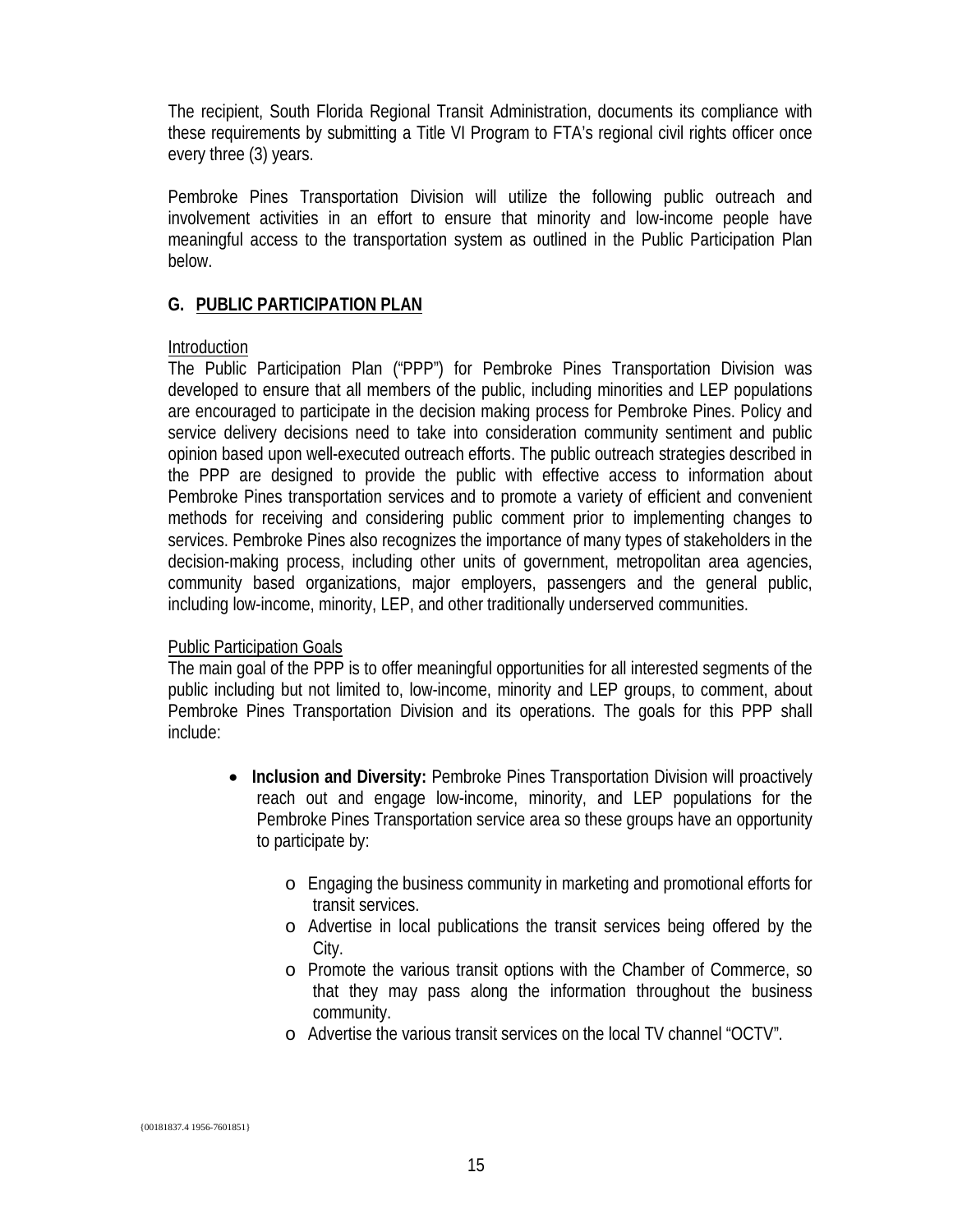The recipient, South Florida Regional Transit Administration, documents its compliance with these requirements by submitting a Title VI Program to FTA's regional civil rights officer once every three (3) years.

Pembroke Pines Transportation Division will utilize the following public outreach and involvement activities in an effort to ensure that minority and low-income people have meaningful access to the transportation system as outlined in the Public Participation Plan below.

## G. PUBLIC PARTICIPATION PLAN

Introduction

The Public Participation Plan ("PPP") for Pembroke Pines Transportation Division was developed to ensure that all members of the public, including minorities and LEP populations are encouraged to participate in the decision making process for Pembroke Pines. Policy and service delivery decisions need to take into consideration community sentiment and public opinion based upon well-executed outreach efforts. The public outreach strategies described in the PPP are designed to provide the public with effective access to information about Pembroke Pines transportation services and to promote a variety of efficient and convenient methods for receiving and considering public comment prior to implementing changes to services. Pembroke Pines also recognizes the importance of many types of stakeholders in the decision-making process, including other units of government, metropolitan area agencies, community based organizations, major employers, passengers and the general public, including low-income, minority, LEP, and other traditionally underserved communities.

Public Participation Goals

The main goal of the PPP is to offer meaningful opportunities for all interested segments of the public including but not limited to, low-income, minority and LEP groups, to comment, about Pembroke Pines Transportation Division and its operations. The goals for this PPP shall include:

- **Inclusion and Diversity:** Pembroke Pines Transportation Division will proactively reach out and engage low-income, minority, and LEP populations for the Pembroke Pines Transportation service area so these groups have an opportunity to participate by:
  - Engaging the business community in marketing and promotional efforts for transit services.
  - Advertise in local publications the transit services being offered by the City.
  - Promote the various transit options with the Chamber of Commerce, so that they may pass along the information throughout the business community.
  - Advertise the various transit services on the local TV channel "OCTV".

{00181837.4 1956-7601851}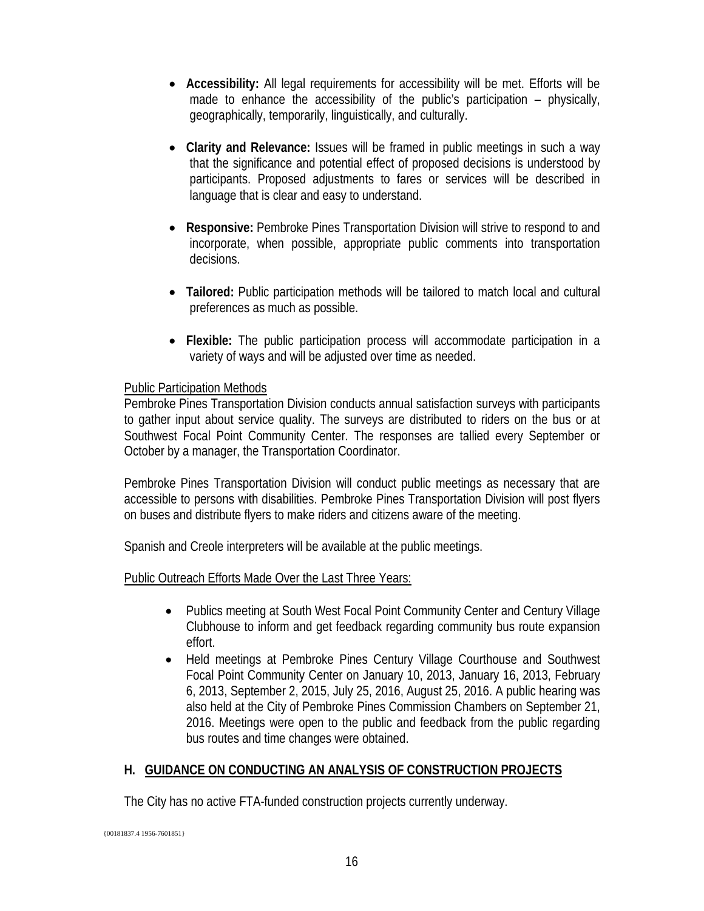- **Accessibility:** All legal requirements for accessibility will be met. Efforts will be made to enhance the accessibility of the public's participation – physically, geographically, temporarily, linguistically, and culturally.

- **Clarity and Relevance:** Issues will be framed in public meetings in such a way that the significance and potential effect of proposed decisions is understood by participants. Proposed adjustments to fares or services will be described in language that is clear and easy to understand.

- **Responsive:** Pembroke Pines Transportation Division will strive to respond to and incorporate, when possible, appropriate public comments into transportation decisions.

- **Tailored:** Public participation methods will be tailored to match local and cultural preferences as much as possible.

- **Flexible:** The public participation process will accommodate participation in a variety of ways and will be adjusted over time as needed.

Public Participation Methods

Pembroke Pines Transportation Division conducts annual satisfaction surveys with participants to gather input about service quality. The surveys are distributed to riders on the bus or at Southwest Focal Point Community Center. The responses are tallied every September or October by a manager, the Transportation Coordinator.

Pembroke Pines Transportation Division will conduct public meetings as necessary that are accessible to persons with disabilities. Pembroke Pines Transportation Division will post flyers on buses and distribute flyers to make riders and citizens aware of the meeting.

Spanish and Creole interpreters will be available at the public meetings.

Public Outreach Efforts Made Over the Last Three Years:

- Publics meeting at South West Focal Point Community Center and Century Village Clubhouse to inform and get feedback regarding community bus route expansion effort.
- Held meetings at Pembroke Pines Century Village Courthouse and Southwest Focal Point Community Center on January 10, 2013, January 16, 2013, February 6, 2013, September 2, 2015, July 25, 2016, August 25, 2016. A public hearing was also held at the City of Pembroke Pines Commission Chambers on September 21, 2016. Meetings were open to the public and feedback from the public regarding bus routes and time changes were obtained.

## H. GUIDANCE ON CONDUCTING AN ANALYSIS OF CONSTRUCTION PROJECTS

The City has no active FTA-funded construction projects currently underway.

{00181837.4 1956-7601851}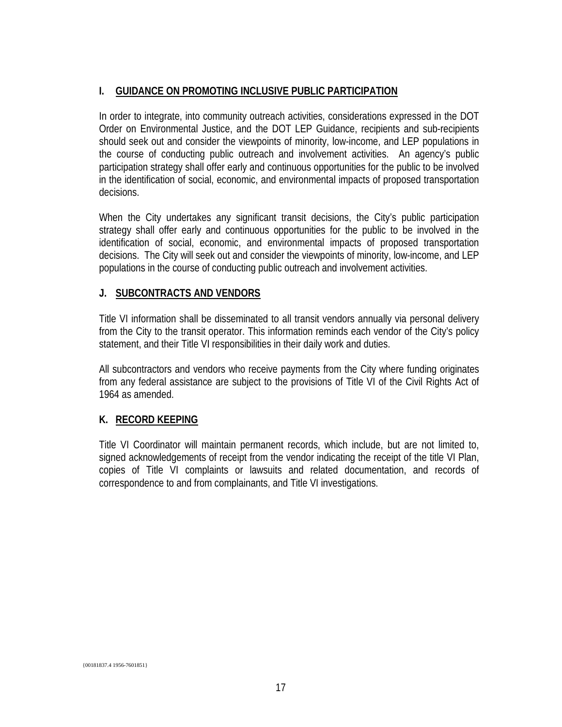## I. GUIDANCE ON PROMOTING INCLUSIVE PUBLIC PARTICIPATION

In order to integrate, into community outreach activities, considerations expressed in the DOT Order on Environmental Justice, and the DOT LEP Guidance, recipients and sub-recipients should seek out and consider the viewpoints of minority, low-income, and LEP populations in the course of conducting public outreach and involvement activities. An agency's public participation strategy shall offer early and continuous opportunities for the public to be involved in the identification of social, economic, and environmental impacts of proposed transportation decisions.

When the City undertakes any significant transit decisions, the City's public participation strategy shall offer early and continuous opportunities for the public to be involved in the identification of social, economic, and environmental impacts of proposed transportation decisions. The City will seek out and consider the viewpoints of minority, low-income, and LEP populations in the course of conducting public outreach and involvement activities.

## J. SUBCONTRACTS AND VENDORS

Title VI information shall be disseminated to all transit vendors annually via personal delivery from the City to the transit operator. This information reminds each vendor of the City's policy statement, and their Title VI responsibilities in their daily work and duties.

All subcontractors and vendors who receive payments from the City where funding originates from any federal assistance are subject to the provisions of Title VI of the Civil Rights Act of 1964 as amended.

## K. RECORD KEEPING

Title VI Coordinator will maintain permanent records, which include, but are not limited to, signed acknowledgements of receipt from the vendor indicating the receipt of the title VI Plan, copies of Title VI complaints or lawsuits and related documentation, and records of correspondence to and from complainants, and Title VI investigations.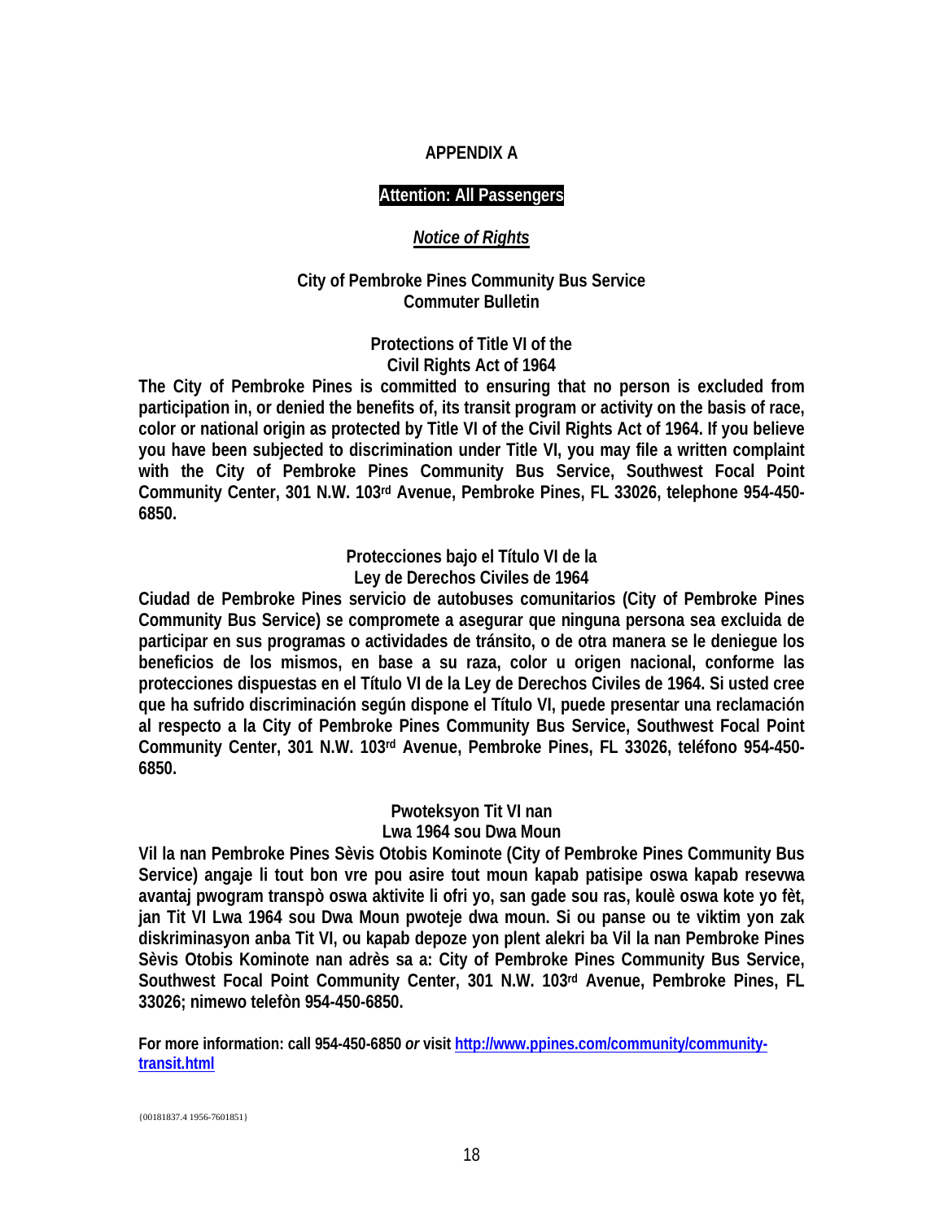# APPENDIX A

**Attention: All Passengers**

***Notice of Rights***

**City of Pembroke Pines Community Bus Service**
**Commuter Bulletin**

## Protections of Title VI of the Civil Rights Act of 1964

**The City of Pembroke Pines is committed to ensuring that no person is excluded from participation in, or denied the benefits of, its transit program or activity on the basis of race, color or national origin as protected by Title VI of the Civil Rights Act of 1964. If you believe you have been subjected to discrimination under Title VI, you may file a written complaint with the City of Pembroke Pines Community Bus Service, Southwest Focal Point Community Center, 301 N.W. 103rd Avenue, Pembroke Pines, FL 33026, telephone 954-450-6850.**

## Protecciones bajo el Título VI de la Ley de Derechos Civiles de 1964

**Ciudad de Pembroke Pines servicio de autobuses comunitarios (City of Pembroke Pines Community Bus Service) se compromete a asegurar que ninguna persona sea excluida de participar en sus programas o actividades de tránsito, o de otra manera se le deniegue los beneficios de los mismos, en base a su raza, color u origen nacional, conforme las protecciones dispuestas en el Título VI de la Ley de Derechos Civiles de 1964. Si usted cree que ha sufrido discriminación según dispone el Título VI, puede presentar una reclamación al respecto a la City of Pembroke Pines Community Bus Service, Southwest Focal Point Community Center, 301 N.W. 103rd Avenue, Pembroke Pines, FL 33026, teléfono 954-450-6850.**

## Pwoteksyon Tit VI nan Lwa 1964 sou Dwa Moun

**Vil la nan Pembroke Pines Sèvis Otobis Kominote (City of Pembroke Pines Community Bus Service) angaje li tout bon vre pou asire tout moun kapab patisipe oswa kapab resevwa avantaj pwogram transpò oswa aktivite li ofri yo, san gade sou ras, koulè oswa kote yo fèt, jan Tit VI Lwa 1964 sou Dwa Moun pwoteje dwa moun. Si ou panse ou te viktim yon zak diskriminasyon anba Tit VI, ou kapab depoze yon plent alekri ba Vil la nan Pembroke Pines Sèvis Otobis Kominote nan adrès sa a: City of Pembroke Pines Community Bus Service, Southwest Focal Point Community Center, 301 N.W. 103rd Avenue, Pembroke Pines, FL 33026; nimewo telefòn 954-450-6850.**

**For more information: call 954-450-6850 *or* visit [http://www.ppines.com/community/community-transit.html](http://www.ppines.com/community/community-transit.html)**

{00181837.4 1956-7601851}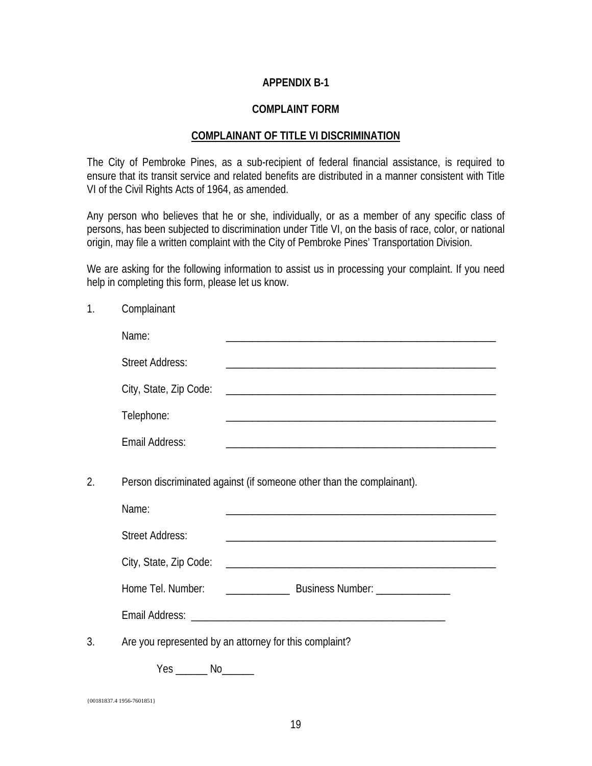**APPENDIX B-1**

**COMPLAINT FORM**

**COMPLAINANT OF TITLE VI DISCRIMINATION**

The City of Pembroke Pines, as a sub-recipient of federal financial assistance, is required to ensure that its transit service and related benefits are distributed in a manner consistent with Title VI of the Civil Rights Acts of 1964, as amended.

Any person who believes that he or she, individually, or as a member of any specific class of persons, has been subjected to discrimination under Title VI, on the basis of race, color, or national origin, may file a written complaint with the City of Pembroke Pines' Transportation Division.

We are asking for the following information to assist us in processing your complaint. If you need help in completing this form, please let us know.

1. Complainant

   Name: ____________________________________________________

   Street Address: ____________________________________________________

   City, State, Zip Code: ____________________________________________________

   Telephone: ____________________________________________________

   Email Address: ____________________________________________________

2. Person discriminated against (if someone other than the complainant).

   Name: ____________________________________________________

   Street Address: ____________________________________________________

   City, State, Zip Code: ____________________________________________________

   Home Tel. Number: ____________ Business Number: ______________

   Email Address: ________________________________________________

3. Are you represented by an attorney for this complaint?

   Yes ______ No______

{00181837.4 1956-7601851}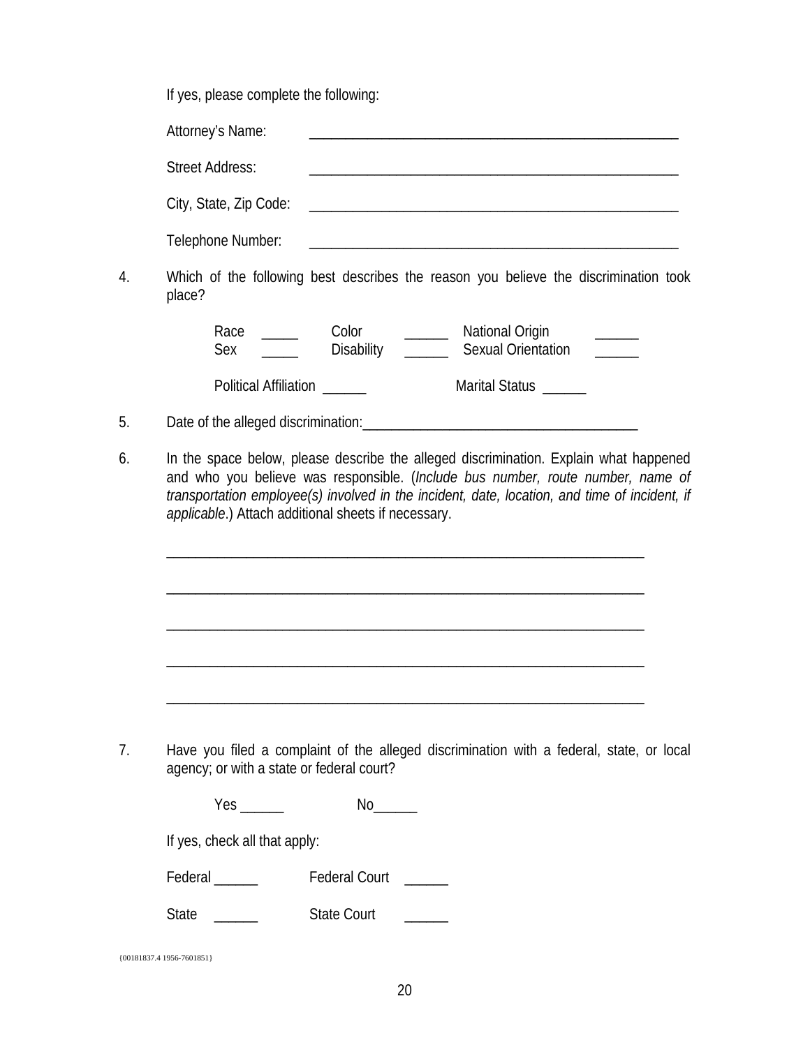If yes, please complete the following:

Attorney's Name: ____________________________________________

Street Address: ____________________________________________

City, State, Zip Code: ____________________________________________

Telephone Number: ____________________________________________

4. Which of the following best describes the reason you believe the discrimination took place?

   Race _____ Color ______ National Origin ______
   Sex _____ Disability ______ Sexual Orientation ______

   Political Affiliation ______ Marital Status ______

5. Date of the alleged discrimination:_____________________________________

6. In the space below, please describe the alleged discrimination. Explain what happened and who you believe was responsible. (*Include bus number, route number, name of transportation employee(s) involved in the incident, date, location, and time of incident, if applicable*.) Attach additional sheets if necessary.

   _____________________________________________________________

   _____________________________________________________________

   _____________________________________________________________

   _____________________________________________________________

   _____________________________________________________________

7. Have you filed a complaint of the alleged discrimination with a federal, state, or local agency; or with a state or federal court?

   Yes ______ No______

   If yes, check all that apply:

   Federal ______ Federal Court ______

   State ______ State Court ______

{00181837.4 1956-7601851}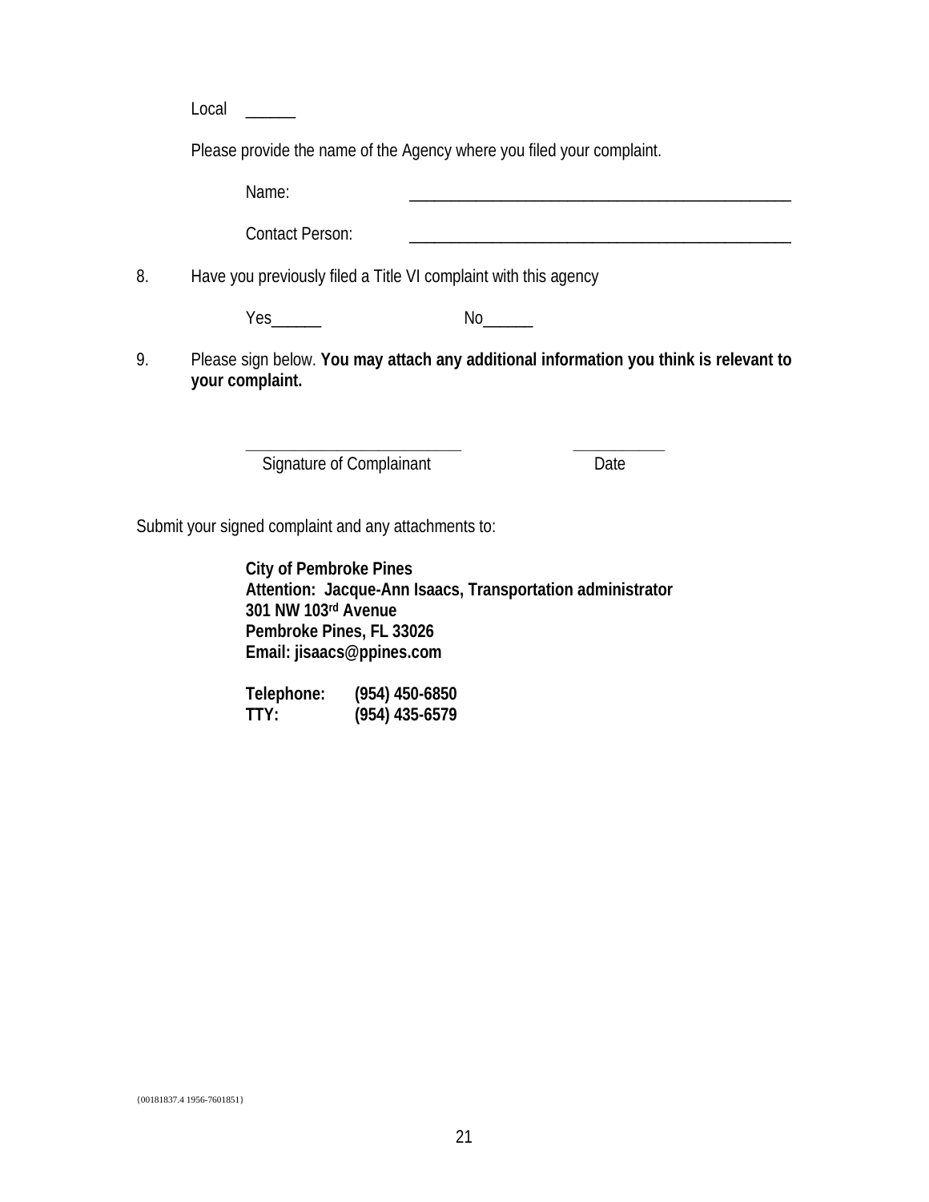Local ______

Please provide the name of the Agency where you filed your complaint.

Name: _______________________________________________

Contact Person: _______________________________________________

8. Have you previously filed a Title VI complaint with this agency

Yes______ No______

9. Please sign below. **You may attach any additional information you think is relevant to your complaint.**

___________________________ ___________

Signature of Complainant Date

Submit your signed complaint and any attachments to:

**City of Pembroke Pines**
**Attention: Jacque-Ann Isaacs, Transportation administrator**
**301 NW 103rd Avenue**
**Pembroke Pines, FL 33026**
**Email: jisaacs@ppines.com**

**Telephone: (954) 450-6850**
**TTY: (954) 435-6579**

{00181837.4 1956-7601851}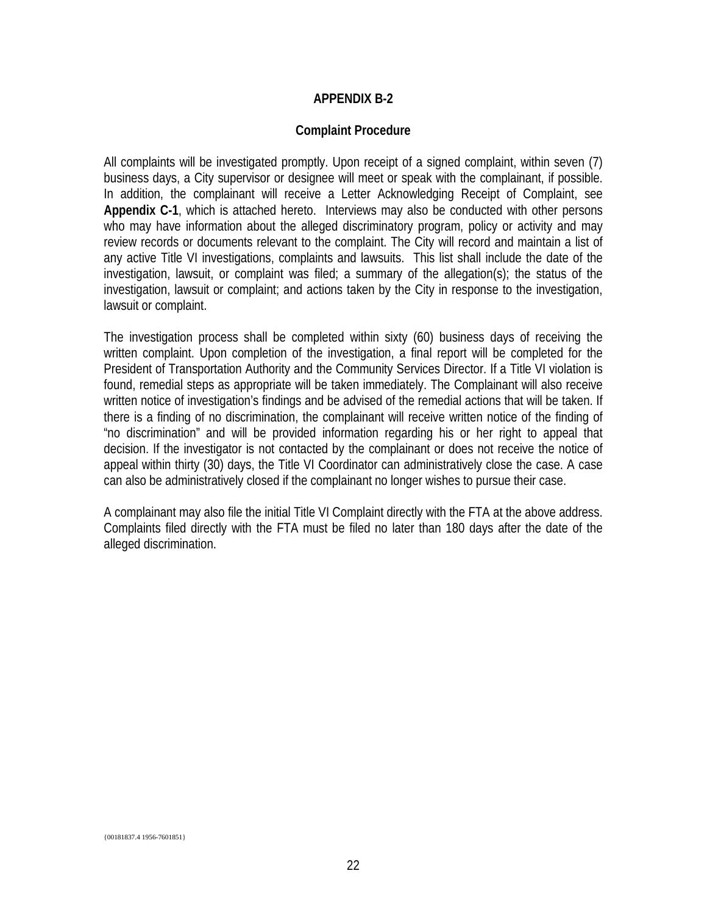# APPENDIX B-2

## Complaint Procedure

All complaints will be investigated promptly. Upon receipt of a signed complaint, within seven (7) business days, a City supervisor or designee will meet or speak with the complainant, if possible. In addition, the complainant will receive a Letter Acknowledging Receipt of Complaint, see **Appendix C-1**, which is attached hereto. Interviews may also be conducted with other persons who may have information about the alleged discriminatory program, policy or activity and may review records or documents relevant to the complaint. The City will record and maintain a list of any active Title VI investigations, complaints and lawsuits. This list shall include the date of the investigation, lawsuit, or complaint was filed; a summary of the allegation(s); the status of the investigation, lawsuit or complaint; and actions taken by the City in response to the investigation, lawsuit or complaint.

The investigation process shall be completed within sixty (60) business days of receiving the written complaint. Upon completion of the investigation, a final report will be completed for the President of Transportation Authority and the Community Services Director. If a Title VI violation is found, remedial steps as appropriate will be taken immediately. The Complainant will also receive written notice of investigation's findings and be advised of the remedial actions that will be taken. If there is a finding of no discrimination, the complainant will receive written notice of the finding of "no discrimination" and will be provided information regarding his or her right to appeal that decision. If the investigator is not contacted by the complainant or does not receive the notice of appeal within thirty (30) days, the Title VI Coordinator can administratively close the case. A case can also be administratively closed if the complainant no longer wishes to pursue their case.

A complainant may also file the initial Title VI Complaint directly with the FTA at the above address. Complaints filed directly with the FTA must be filed no later than 180 days after the date of the alleged discrimination.

{00181837.4 1956-7601851}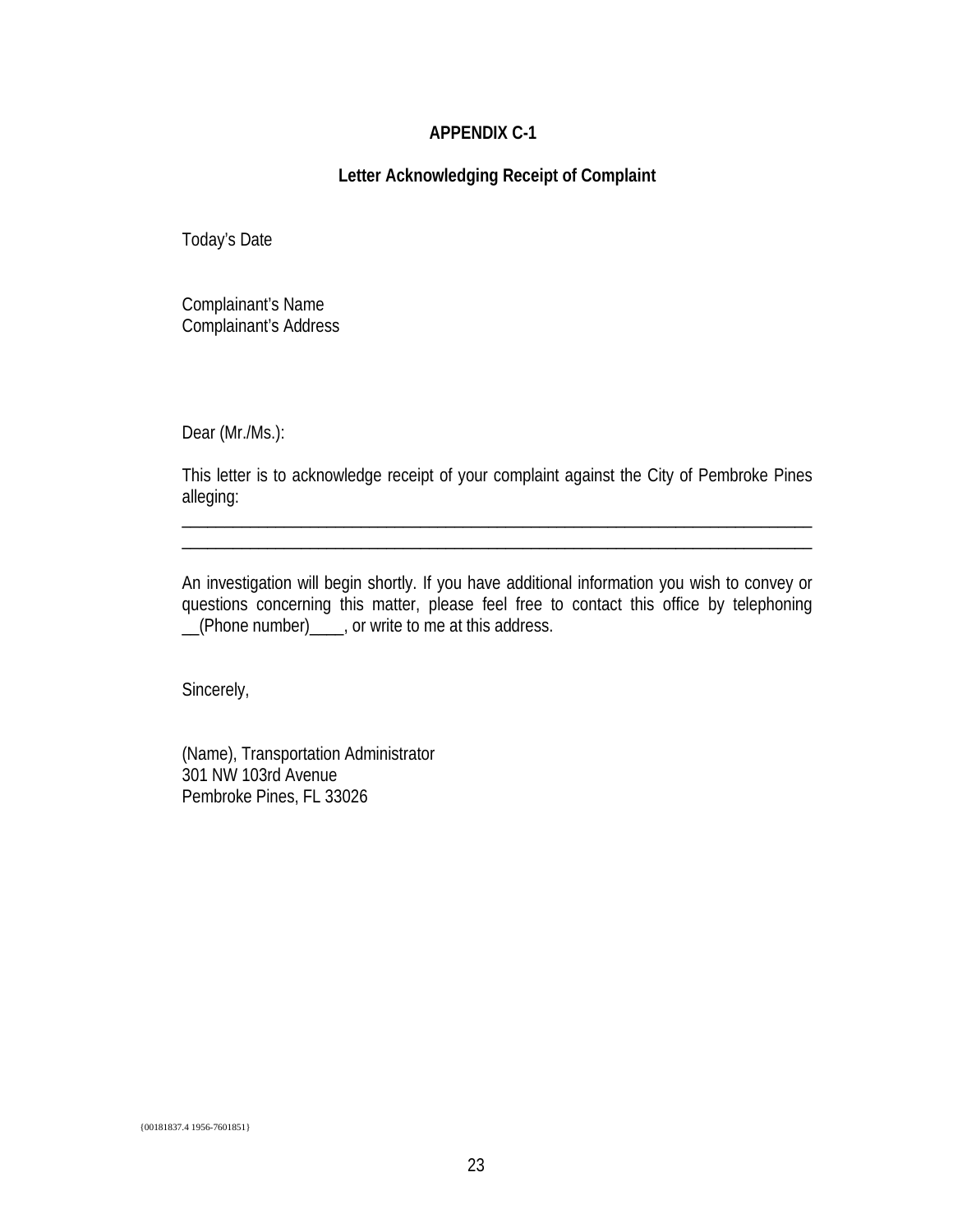**APPENDIX C-1**

**Letter Acknowledging Receipt of Complaint**

Today's Date

Complainant's Name
Complainant's Address

Dear (Mr./Ms.):

This letter is to acknowledge receipt of your complaint against the City of Pembroke Pines alleging:

_______________________________________________________________________________
_______________________________________________________________________________

An investigation will begin shortly. If you have additional information you wish to convey or questions concerning this matter, please feel free to contact this office by telephoning __(Phone number)____, or write to me at this address.

Sincerely,

(Name), Transportation Administrator
301 NW 103rd Avenue
Pembroke Pines, FL 33026

{00181837.4 1956-7601851}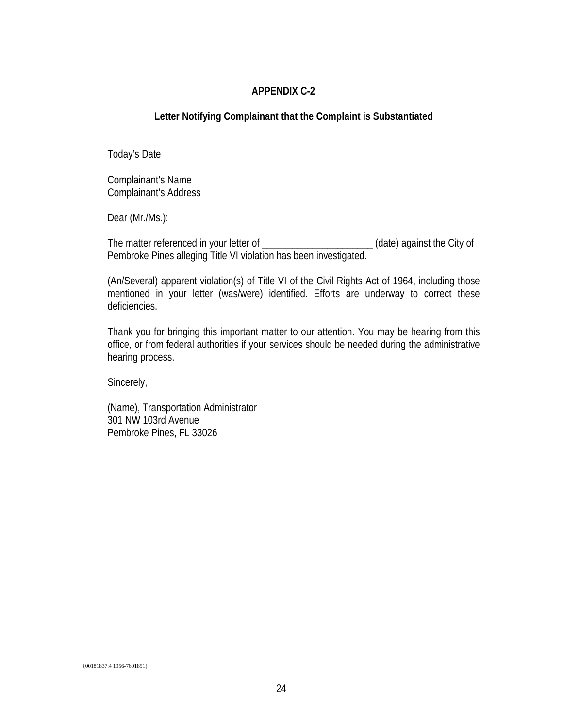## APPENDIX C-2

### Letter Notifying Complainant that the Complaint is Substantiated

Today's Date

Complainant's Name
Complainant's Address

Dear (Mr./Ms.):

The matter referenced in your letter of ______________________ (date) against the City of Pembroke Pines alleging Title VI violation has been investigated.

(An/Several) apparent violation(s) of Title VI of the Civil Rights Act of 1964, including those mentioned in your letter (was/were) identified. Efforts are underway to correct these deficiencies.

Thank you for bringing this important matter to our attention. You may be hearing from this office, or from federal authorities if your services should be needed during the administrative hearing process.

Sincerely,

(Name), Transportation Administrator
301 NW 103rd Avenue
Pembroke Pines, FL 33026

{00181837.4 1956-7601851}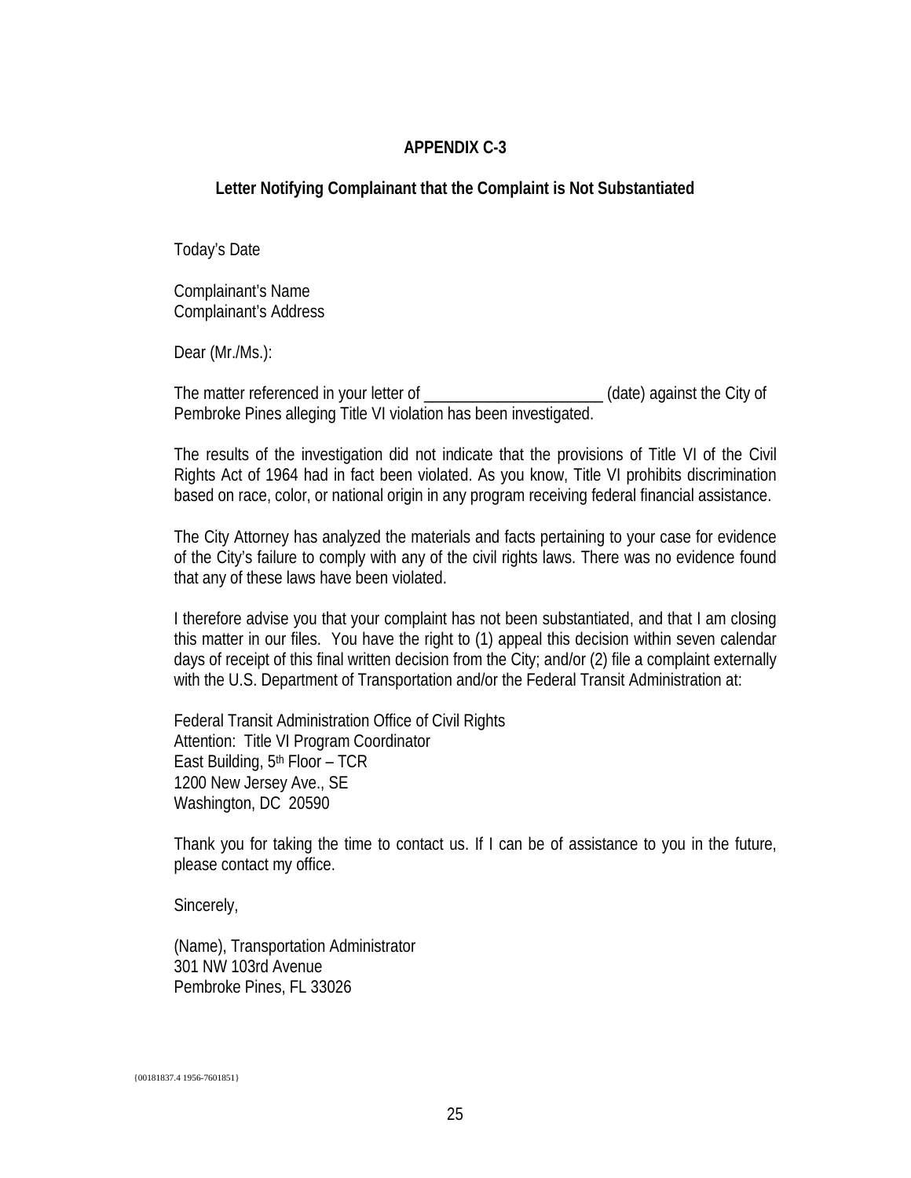## APPENDIX C-3

### Letter Notifying Complainant that the Complaint is Not Substantiated

Today's Date

Complainant's Name
Complainant's Address

Dear (Mr./Ms.):

The matter referenced in your letter of ______________________ (date) against the City of Pembroke Pines alleging Title VI violation has been investigated.

The results of the investigation did not indicate that the provisions of Title VI of the Civil Rights Act of 1964 had in fact been violated. As you know, Title VI prohibits discrimination based on race, color, or national origin in any program receiving federal financial assistance.

The City Attorney has analyzed the materials and facts pertaining to your case for evidence of the City's failure to comply with any of the civil rights laws. There was no evidence found that any of these laws have been violated.

I therefore advise you that your complaint has not been substantiated, and that I am closing this matter in our files. You have the right to (1) appeal this decision within seven calendar days of receipt of this final written decision from the City; and/or (2) file a complaint externally with the U.S. Department of Transportation and/or the Federal Transit Administration at:

Federal Transit Administration Office of Civil Rights
Attention: Title VI Program Coordinator
East Building, 5th Floor – TCR
1200 New Jersey Ave., SE
Washington, DC 20590

Thank you for taking the time to contact us. If I can be of assistance to you in the future, please contact my office.

Sincerely,

(Name), Transportation Administrator
301 NW 103rd Avenue
Pembroke Pines, FL 33026

{00181837.4 1956-7601851}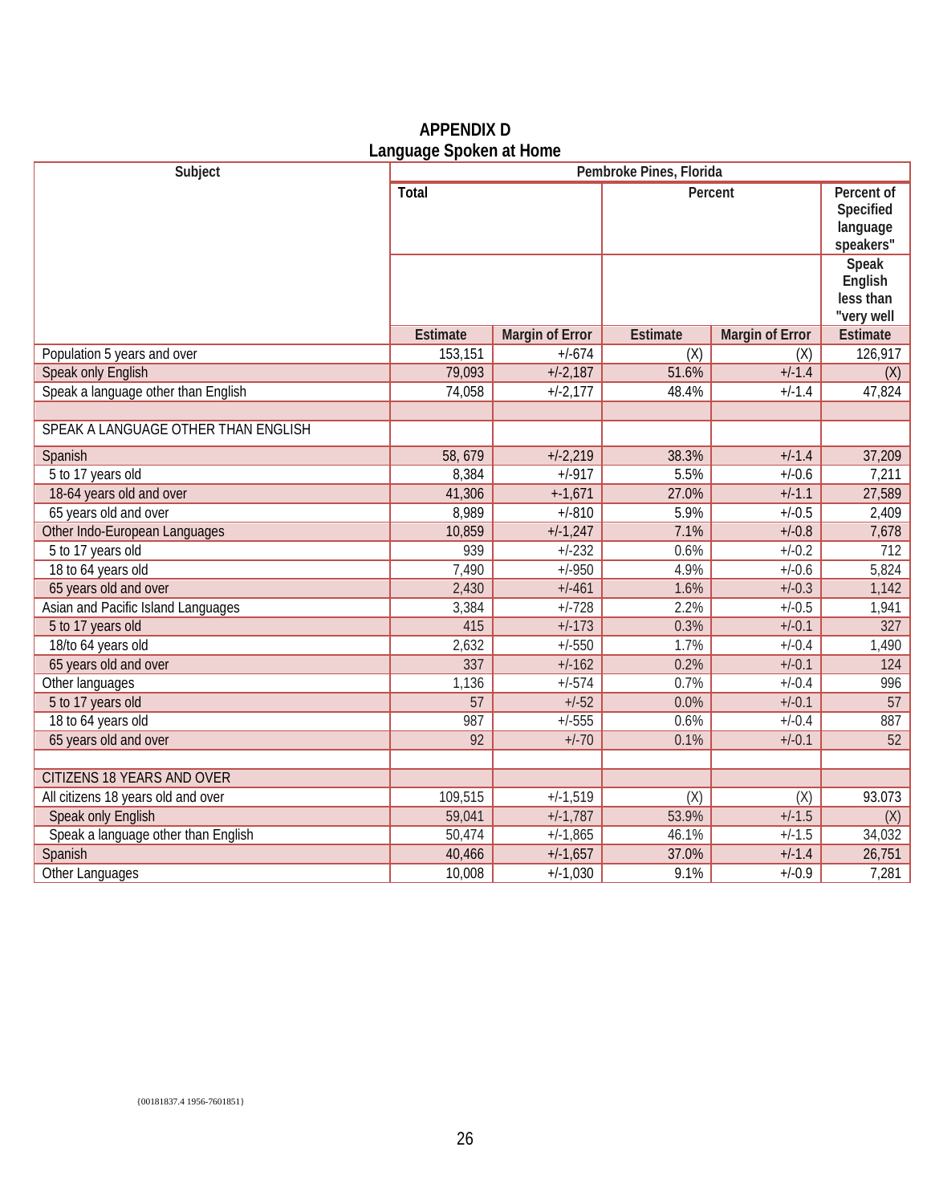# APPENDIX D
## Language Spoken at Home

| Subject | Pembroke Pines, Florida | | | | |
|---|---|---|---|---|---|
| | Total | | Percent | | Percent of Specified language speakers" |
| | | | | | Speak English less than "very well |
| | Estimate | Margin of Error | Estimate | Margin of Error | Estimate |
| Population 5 years and over | 153,151 | +/-674 | (X) | (X) | 126,917 |
| Speak only English | 79,093 | +/-2,187 | 51.6% | +/-1.4 | (X) |
| Speak a language other than English | 74,058 | +/-2,177 | 48.4% | +/-1.4 | 47,824 |
| | | | | | |
| SPEAK A LANGUAGE OTHER THAN ENGLISH | | | | | |
| Spanish | 58, 679 | +/-2,219 | 38.3% | +/-1.4 | 37,209 |
| 5 to 17 years old | 8,384 | +/-917 | 5.5% | +/-0.6 | 7,211 |
| 18-64 years old and over | 41,306 | +-1,671 | 27.0% | +/-1.1 | 27,589 |
| 65 years old and over | 8,989 | +/-810 | 5.9% | +/-0.5 | 2,409 |
| Other Indo-European Languages | 10,859 | +/-1,247 | 7.1% | +/-0.8 | 7,678 |
| 5 to 17 years old | 939 | +/-232 | 0.6% | +/-0.2 | 712 |
| 18 to 64 years old | 7,490 | +/-950 | 4.9% | +/-0.6 | 5,824 |
| 65 years old and over | 2,430 | +/-461 | 1.6% | +/-0.3 | 1,142 |
| Asian and Pacific Island Languages | 3,384 | +/-728 | 2.2% | +/-0.5 | 1,941 |
| 5 to 17 years old | 415 | +/-173 | 0.3% | +/-0.1 | 327 |
| 18/to 64 years old | 2,632 | +/-550 | 1.7% | +/-0.4 | 1,490 |
| 65 years old and over | 337 | +/-162 | 0.2% | +/-0.1 | 124 |
| Other languages | 1,136 | +/-574 | 0.7% | +/-0.4 | 996 |
| 5 to 17 years old | 57 | +/-52 | 0.0% | +/-0.1 | 57 |
| 18 to 64 years old | 987 | +/-555 | 0.6% | +/-0.4 | 887 |
| 65 years old and over | 92 | +/-70 | 0.1% | +/-0.1 | 52 |
| | | | | | |
| CITIZENS 18 YEARS AND OVER | | | | | |
| All citizens 18 years old and over | 109,515 | +/-1,519 | (X) | (X) | 93.073 |
| Speak only English | 59,041 | +/-1,787 | 53.9% | +/-1.5 | (X) |
| Speak a language other than English | 50,474 | +/-1,865 | 46.1% | +/-1.5 | 34,032 |
| Spanish | 40,466 | +/-1,657 | 37.0% | +/-1.4 | 26,751 |
| Other Languages | 10,008 | +/-1,030 | 9.1% | +/-0.9 | 7,281 |

{00181837.4 1956-7601851}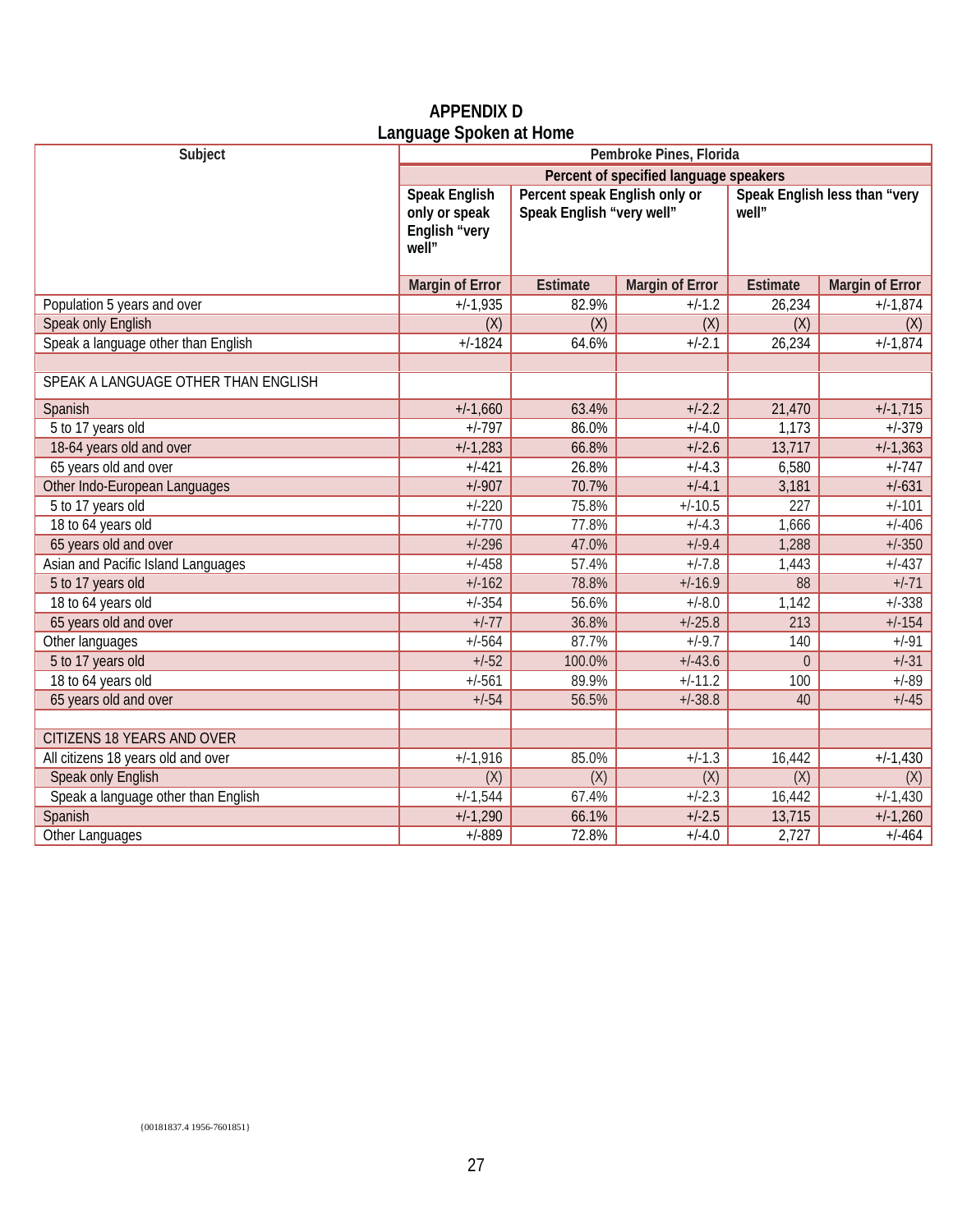## APPENDIX D
## Language Spoken at Home

| Subject | Pembroke Pines, Florida | | | | |
|---|---|---|---|---|---|
| | Percent of specified language speakers | | | | |
| | Speak English only or speak English "very well" | Percent speak English only or Speak English "very well" | | Speak English less than "very well" | |
| | Margin of Error | Estimate | Margin of Error | Estimate | Margin of Error |
| Population 5 years and over | +/-1,935 | 82.9% | +/-1.2 | 26,234 | +/-1,874 |
| Speak only English | (X) | (X) | (X) | (X) | (X) |
| Speak a language other than English | +/-1824 | 64.6% | +/-2.1 | 26,234 | +/-1,874 |
| | | | | | |
| SPEAK A LANGUAGE OTHER THAN ENGLISH | | | | | |
| Spanish | +/-1,660 | 63.4% | +/-2.2 | 21,470 | +/-1,715 |
| 5 to 17 years old | +/-797 | 86.0% | +/-4.0 | 1,173 | +/-379 |
| 18-64 years old and over | +/-1,283 | 66.8% | +/-2.6 | 13,717 | +/-1,363 |
| 65 years old and over | +/-421 | 26.8% | +/-4.3 | 6,580 | +/-747 |
| Other Indo-European Languages | +/-907 | 70.7% | +/-4.1 | 3,181 | +/-631 |
| 5 to 17 years old | +/-220 | 75.8% | +/-10.5 | 227 | +/-101 |
| 18 to 64 years old | +/-770 | 77.8% | +/-4.3 | 1,666 | +/-406 |
| 65 years old and over | +/-296 | 47.0% | +/-9.4 | 1,288 | +/-350 |
| Asian and Pacific Island Languages | +/-458 | 57.4% | +/-7.8 | 1,443 | +/-437 |
| 5 to 17 years old | +/-162 | 78.8% | +/-16.9 | 88 | +/-71 |
| 18 to 64 years old | +/-354 | 56.6% | +/-8.0 | 1,142 | +/-338 |
| 65 years old and over | +/-77 | 36.8% | +/-25.8 | 213 | +/-154 |
| Other languages | +/-564 | 87.7% | +/-9.7 | 140 | +/-91 |
| 5 to 17 years old | +/-52 | 100.0% | +/-43.6 | 0 | +/-31 |
| 18 to 64 years old | +/-561 | 89.9% | +/-11.2 | 100 | +/-89 |
| 65 years old and over | +/-54 | 56.5% | +/-38.8 | 40 | +/-45 |
| | | | | | |
| CITIZENS 18 YEARS AND OVER | | | | | |
| All citizens 18 years old and over | +/-1,916 | 85.0% | +/-1.3 | 16,442 | +/-1,430 |
| Speak only English | (X) | (X) | (X) | (X) | (X) |
| Speak a language other than English | +/-1,544 | 67.4% | +/-2.3 | 16,442 | +/-1,430 |
| Spanish | +/-1,290 | 66.1% | +/-2.5 | 13,715 | +/-1,260 |
| Other Languages | +/-889 | 72.8% | +/-4.0 | 2,727 | +/-464 |

{00181837.4 1956-7601851}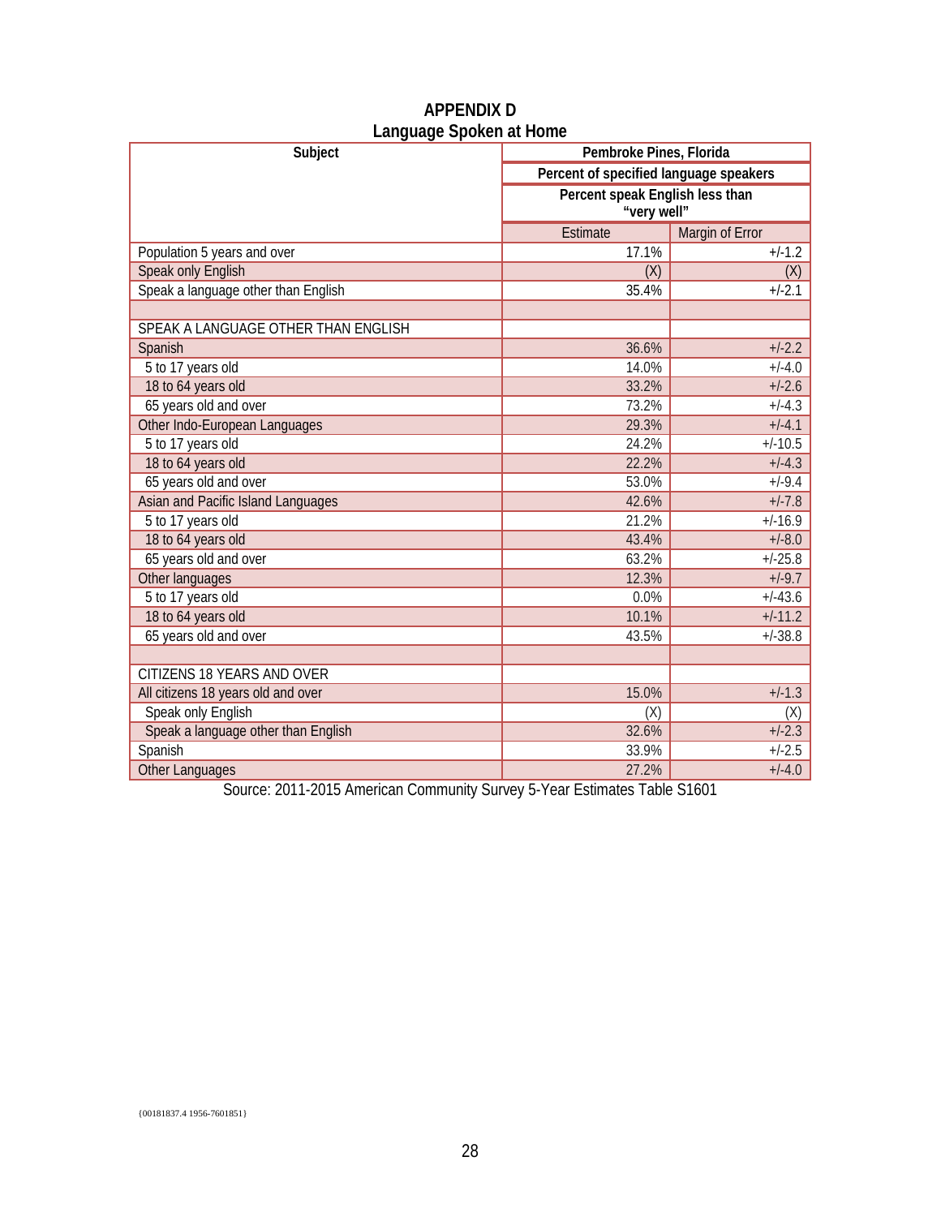## APPENDIX D
## Language Spoken at Home

| Subject | Pembroke Pines, Florida | |
|---|---|---|
| | Percent of specified language speakers | |
| | Percent speak English less than "very well" | |
| | Estimate | Margin of Error |
| Population 5 years and over | 17.1% | +/-1.2 |
| Speak only English | (X) | (X) |
| Speak a language other than English | 35.4% | +/-2.1 |
| | | |
| SPEAK A LANGUAGE OTHER THAN ENGLISH | | |
| Spanish | 36.6% | +/-2.2 |
| 5 to 17 years old | 14.0% | +/-4.0 |
| 18 to 64 years old | 33.2% | +/-2.6 |
| 65 years old and over | 73.2% | +/-4.3 |
| Other Indo-European Languages | 29.3% | +/-4.1 |
| 5 to 17 years old | 24.2% | +/-10.5 |
| 18 to 64 years old | 22.2% | +/-4.3 |
| 65 years old and over | 53.0% | +/-9.4 |
| Asian and Pacific Island Languages | 42.6% | +/-7.8 |
| 5 to 17 years old | 21.2% | +/-16.9 |
| 18 to 64 years old | 43.4% | +/-8.0 |
| 65 years old and over | 63.2% | +/-25.8 |
| Other languages | 12.3% | +/-9.7 |
| 5 to 17 years old | 0.0% | +/-43.6 |
| 18 to 64 years old | 10.1% | +/-11.2 |
| 65 years old and over | 43.5% | +/-38.8 |
| | | |
| CITIZENS 18 YEARS AND OVER | | |
| All citizens 18 years old and over | 15.0% | +/-1.3 |
| Speak only English | (X) | (X) |
| Speak a language other than English | 32.6% | +/-2.3 |
| Spanish | 33.9% | +/-2.5 |
| Other Languages | 27.2% | +/-4.0 |

Source: 2011-2015 American Community Survey 5-Year Estimates Table S1601

{00181837.4 1956-7601851}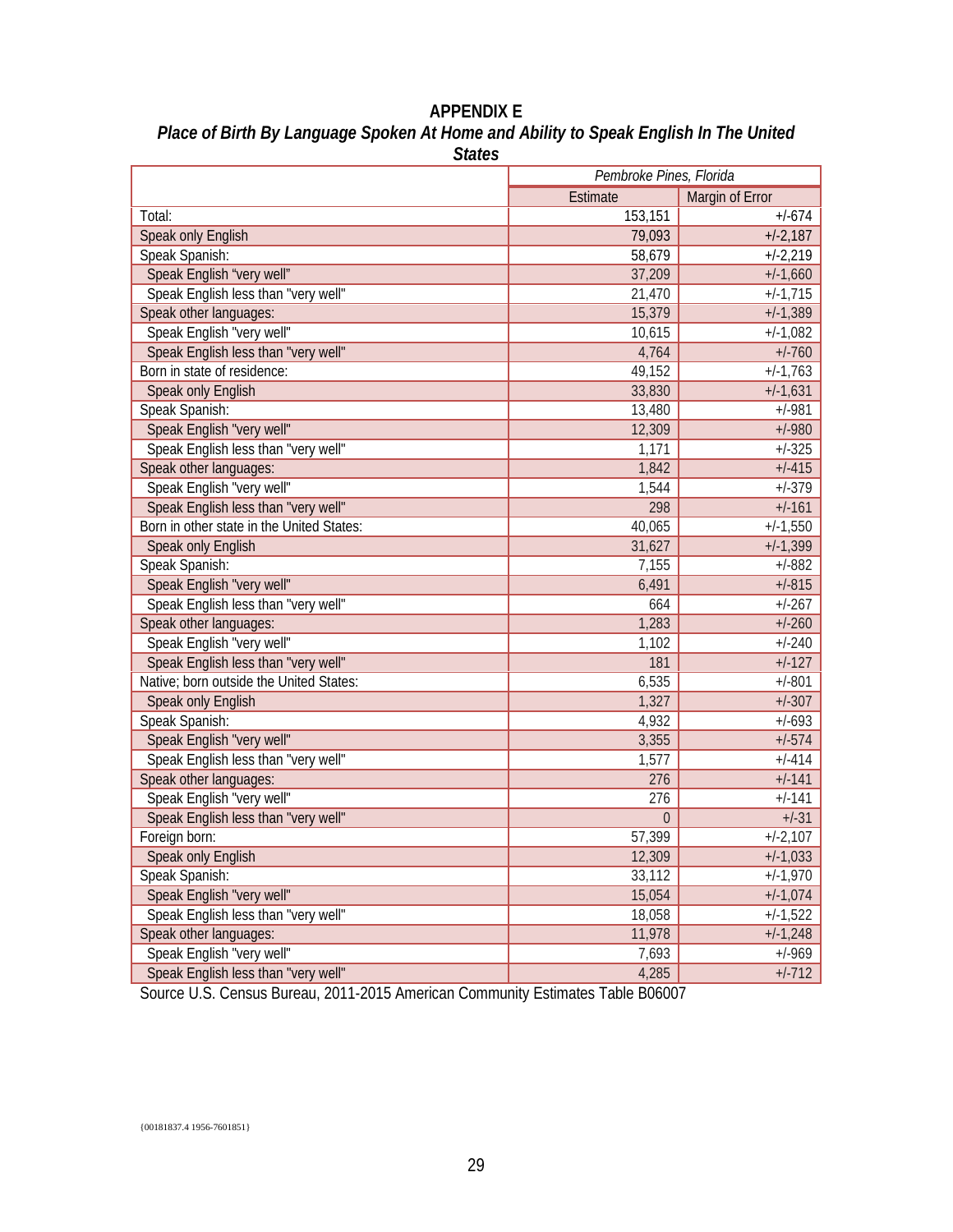## APPENDIX E

### *Place of Birth By Language Spoken At Home and Ability to Speak English In The United States*

| | *Pembroke Pines, Florida* | |
|---|---|---|
| | Estimate | Margin of Error |
| Total: | 153,151 | +/-674 |
| Speak only English | 79,093 | +/-2,187 |
| Speak Spanish: | 58,679 | +/-2,219 |
| Speak English "very well" | 37,209 | +/-1,660 |
| Speak English less than "very well" | 21,470 | +/-1,715 |
| Speak other languages: | 15,379 | +/-1,389 |
| Speak English "very well" | 10,615 | +/-1,082 |
| Speak English less than "very well" | 4,764 | +/-760 |
| Born in state of residence: | 49,152 | +/-1,763 |
| Speak only English | 33,830 | +/-1,631 |
| Speak Spanish: | 13,480 | +/-981 |
| Speak English "very well" | 12,309 | +/-980 |
| Speak English less than "very well" | 1,171 | +/-325 |
| Speak other languages: | 1,842 | +/-415 |
| Speak English "very well" | 1,544 | +/-379 |
| Speak English less than "very well" | 298 | +/-161 |
| Born in other state in the United States: | 40,065 | +/-1,550 |
| Speak only English | 31,627 | +/-1,399 |
| Speak Spanish: | 7,155 | +/-882 |
| Speak English "very well" | 6,491 | +/-815 |
| Speak English less than "very well" | 664 | +/-267 |
| Speak other languages: | 1,283 | +/-260 |
| Speak English "very well" | 1,102 | +/-240 |
| Speak English less than "very well" | 181 | +/-127 |
| Native; born outside the United States: | 6,535 | +/-801 |
| Speak only English | 1,327 | +/-307 |
| Speak Spanish: | 4,932 | +/-693 |
| Speak English "very well" | 3,355 | +/-574 |
| Speak English less than "very well" | 1,577 | +/-414 |
| Speak other languages: | 276 | +/-141 |
| Speak English "very well" | 276 | +/-141 |
| Speak English less than "very well" | 0 | +/-31 |
| Foreign born: | 57,399 | +/-2,107 |
| Speak only English | 12,309 | +/-1,033 |
| Speak Spanish: | 33,112 | +/-1,970 |
| Speak English "very well" | 15,054 | +/-1,074 |
| Speak English less than "very well" | 18,058 | +/-1,522 |
| Speak other languages: | 11,978 | +/-1,248 |
| Speak English "very well" | 7,693 | +/-969 |
| Speak English less than "very well" | 4,285 | +/-712 |

Source U.S. Census Bureau, 2011-2015 American Community Estimates Table B06007

{00181837.4 1956-7601851}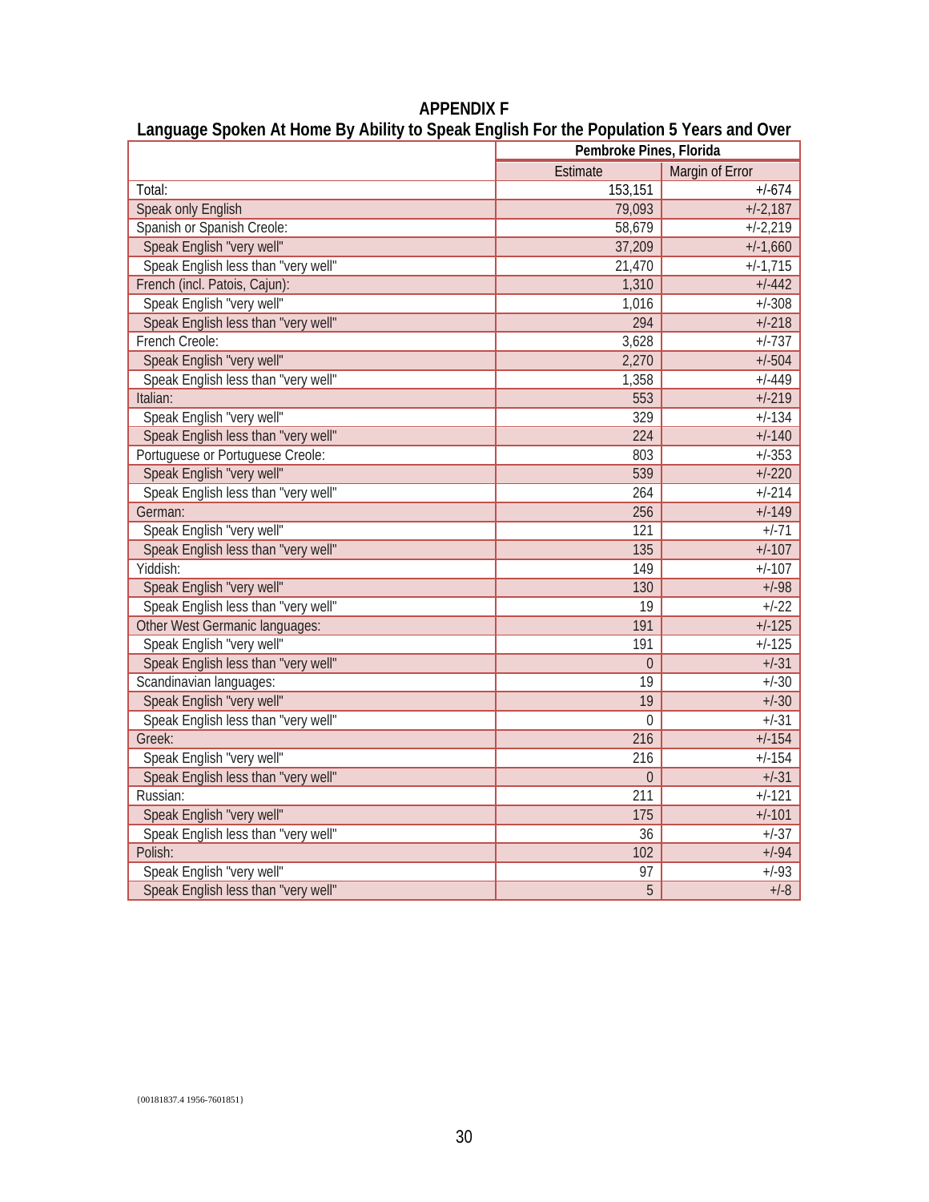# APPENDIX F

## Language Spoken At Home By Ability to Speak English For the Population 5 Years and Over

| | Pembroke Pines, Florida | |
|---|---|---|
| | Estimate | Margin of Error |
| Total: | 153,151 | +/-674 |
| Speak only English | 79,093 | +/-2,187 |
| Spanish or Spanish Creole: | 58,679 | +/-2,219 |
| Speak English "very well" | 37,209 | +/-1,660 |
| Speak English less than "very well" | 21,470 | +/-1,715 |
| French (incl. Patois, Cajun): | 1,310 | +/-442 |
| Speak English "very well" | 1,016 | +/-308 |
| Speak English less than "very well" | 294 | +/-218 |
| French Creole: | 3,628 | +/-737 |
| Speak English "very well" | 2,270 | +/-504 |
| Speak English less than "very well" | 1,358 | +/-449 |
| Italian: | 553 | +/-219 |
| Speak English "very well" | 329 | +/-134 |
| Speak English less than "very well" | 224 | +/-140 |
| Portuguese or Portuguese Creole: | 803 | +/-353 |
| Speak English "very well" | 539 | +/-220 |
| Speak English less than "very well" | 264 | +/-214 |
| German: | 256 | +/-149 |
| Speak English "very well" | 121 | +/-71 |
| Speak English less than "very well" | 135 | +/-107 |
| Yiddish: | 149 | +/-107 |
| Speak English "very well" | 130 | +/-98 |
| Speak English less than "very well" | 19 | +/-22 |
| Other West Germanic languages: | 191 | +/-125 |
| Speak English "very well" | 191 | +/-125 |
| Speak English less than "very well" | 0 | +/-31 |
| Scandinavian languages: | 19 | +/-30 |
| Speak English "very well" | 19 | +/-30 |
| Speak English less than "very well" | 0 | +/-31 |
| Greek: | 216 | +/-154 |
| Speak English "very well" | 216 | +/-154 |
| Speak English less than "very well" | 0 | +/-31 |
| Russian: | 211 | +/-121 |
| Speak English "very well" | 175 | +/-101 |
| Speak English less than "very well" | 36 | +/-37 |
| Polish: | 102 | +/-94 |
| Speak English "very well" | 97 | +/-93 |
| Speak English less than "very well" | 5 | +/-8 |

{00181837.4 1956-7601851}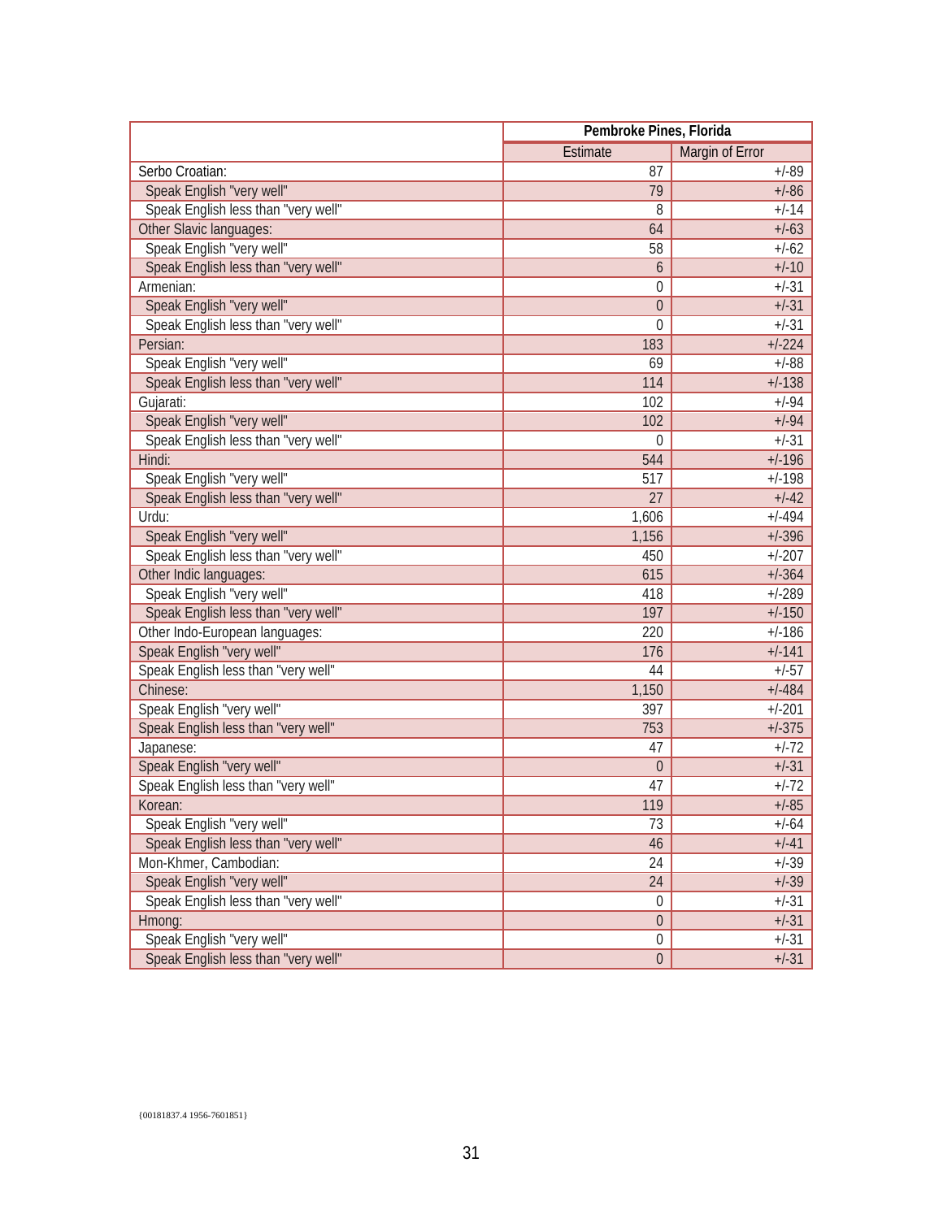| | Pembroke Pines, Florida | |
|---|---|---|
| | Estimate | Margin of Error |
| Serbo Croatian: | 87 | +/-89 |
| Speak English "very well" | 79 | +/-86 |
| Speak English less than "very well" | 8 | +/-14 |
| Other Slavic languages: | 64 | +/-63 |
| Speak English "very well" | 58 | +/-62 |
| Speak English less than "very well" | 6 | +/-10 |
| Armenian: | 0 | +/-31 |
| Speak English "very well" | 0 | +/-31 |
| Speak English less than "very well" | 0 | +/-31 |
| Persian: | 183 | +/-224 |
| Speak English "very well" | 69 | +/-88 |
| Speak English less than "very well" | 114 | +/-138 |
| Gujarati: | 102 | +/-94 |
| Speak English "very well" | 102 | +/-94 |
| Speak English less than "very well" | 0 | +/-31 |
| Hindi: | 544 | +/-196 |
| Speak English "very well" | 517 | +/-198 |
| Speak English less than "very well" | 27 | +/-42 |
| Urdu: | 1,606 | +/-494 |
| Speak English "very well" | 1,156 | +/-396 |
| Speak English less than "very well" | 450 | +/-207 |
| Other Indic languages: | 615 | +/-364 |
| Speak English "very well" | 418 | +/-289 |
| Speak English less than "very well" | 197 | +/-150 |
| Other Indo-European languages: | 220 | +/-186 |
| Speak English "very well" | 176 | +/-141 |
| Speak English less than "very well" | 44 | +/-57 |
| Chinese: | 1,150 | +/-484 |
| Speak English "very well" | 397 | +/-201 |
| Speak English less than "very well" | 753 | +/-375 |
| Japanese: | 47 | +/-72 |
| Speak English "very well" | 0 | +/-31 |
| Speak English less than "very well" | 47 | +/-72 |
| Korean: | 119 | +/-85 |
| Speak English "very well" | 73 | +/-64 |
| Speak English less than "very well" | 46 | +/-41 |
| Mon-Khmer, Cambodian: | 24 | +/-39 |
| Speak English "very well" | 24 | +/-39 |
| Speak English less than "very well" | 0 | +/-31 |
| Hmong: | 0 | +/-31 |
| Speak English "very well" | 0 | +/-31 |
| Speak English less than "very well" | 0 | +/-31 |

{00181837.4 1956-7601851}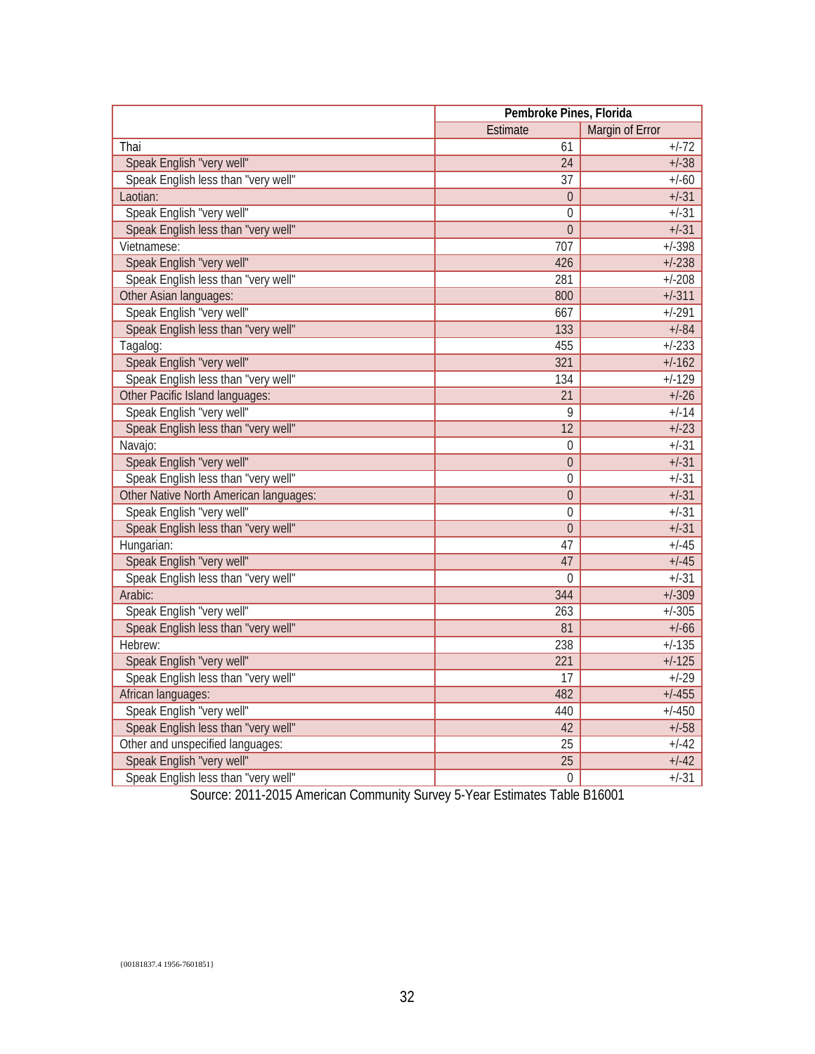| | Pembroke Pines, Florida | |
|---|---|---|
| | Estimate | Margin of Error |
| Thai | 61 | +/-72 |
| Speak English "very well" | 24 | +/-38 |
| Speak English less than "very well" | 37 | +/-60 |
| Laotian: | 0 | +/-31 |
| Speak English "very well" | 0 | +/-31 |
| Speak English less than "very well" | 0 | +/-31 |
| Vietnamese: | 707 | +/-398 |
| Speak English "very well" | 426 | +/-238 |
| Speak English less than "very well" | 281 | +/-208 |
| Other Asian languages: | 800 | +/-311 |
| Speak English "very well" | 667 | +/-291 |
| Speak English less than "very well" | 133 | +/-84 |
| Tagalog: | 455 | +/-233 |
| Speak English "very well" | 321 | +/-162 |
| Speak English less than "very well" | 134 | +/-129 |
| Other Pacific Island languages: | 21 | +/-26 |
| Speak English "very well" | 9 | +/-14 |
| Speak English less than "very well" | 12 | +/-23 |
| Navajo: | 0 | +/-31 |
| Speak English "very well" | 0 | +/-31 |
| Speak English less than "very well" | 0 | +/-31 |
| Other Native North American languages: | 0 | +/-31 |
| Speak English "very well" | 0 | +/-31 |
| Speak English less than "very well" | 0 | +/-31 |
| Hungarian: | 47 | +/-45 |
| Speak English "very well" | 47 | +/-45 |
| Speak English less than "very well" | 0 | +/-31 |
| Arabic: | 344 | +/-309 |
| Speak English "very well" | 263 | +/-305 |
| Speak English less than "very well" | 81 | +/-66 |
| Hebrew: | 238 | +/-135 |
| Speak English "very well" | 221 | +/-125 |
| Speak English less than "very well" | 17 | +/-29 |
| African languages: | 482 | +/-455 |
| Speak English "very well" | 440 | +/-450 |
| Speak English less than "very well" | 42 | +/-58 |
| Other and unspecified languages: | 25 | +/-42 |
| Speak English "very well" | 25 | +/-42 |
| Speak English less than "very well" | 0 | +/-31 |

Source: 2011-2015 American Community Survey 5-Year Estimates Table B16001

{00181837.4 1956-7601851}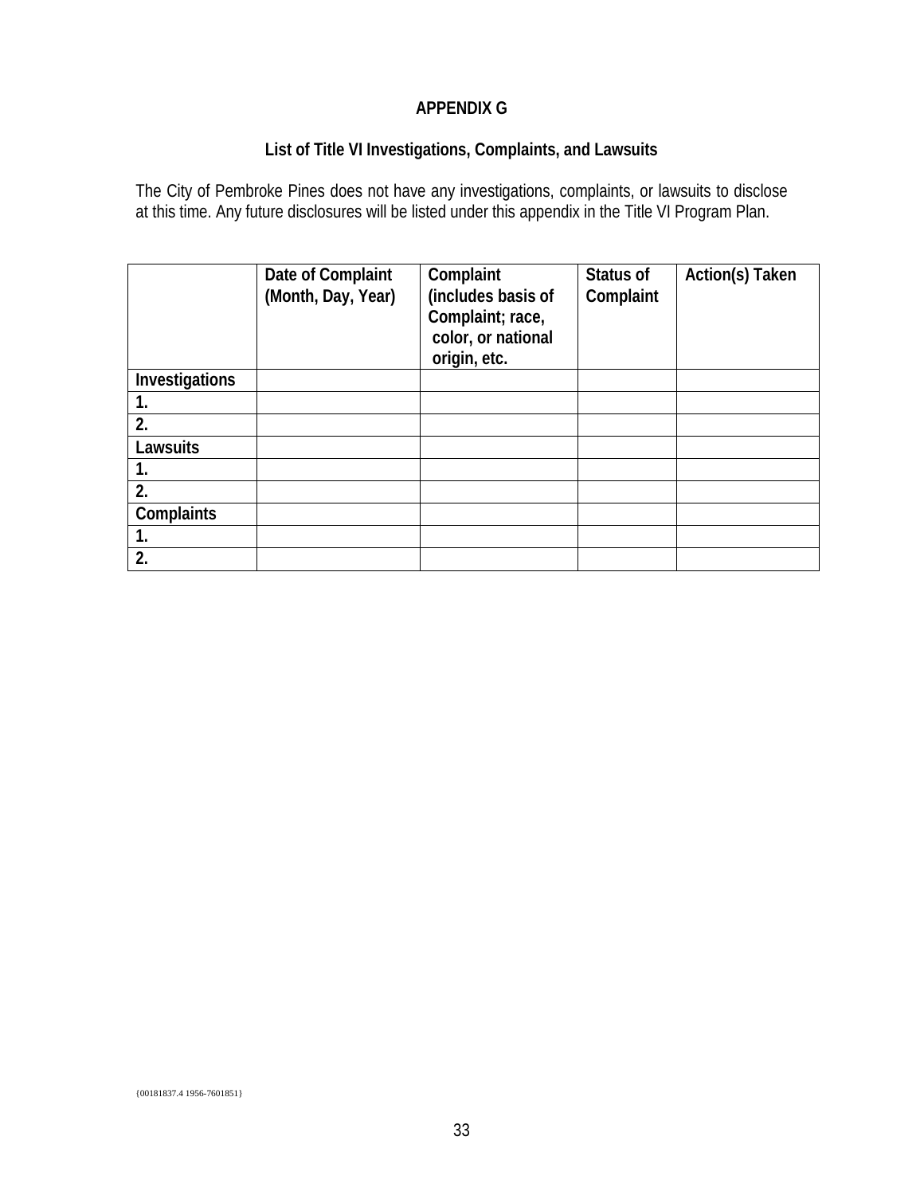## APPENDIX G

### List of Title VI Investigations, Complaints, and Lawsuits

The City of Pembroke Pines does not have any investigations, complaints, or lawsuits to disclose at this time. Any future disclosures will be listed under this appendix in the Title VI Program Plan.

| | Date of Complaint (Month, Day, Year) | Complaint (includes basis of Complaint; race, color, or national origin, etc. | Status of Complaint | Action(s) Taken |
|---|---|---|---|---|
| **Investigations** | | | | |
| **1.** | | | | |
| **2.** | | | | |
| **Lawsuits** | | | | |
| **1.** | | | | |
| **2.** | | | | |
| **Complaints** | | | | |
| **1.** | | | | |
| **2.** | | | | |

{00181837.4 1956-7601851}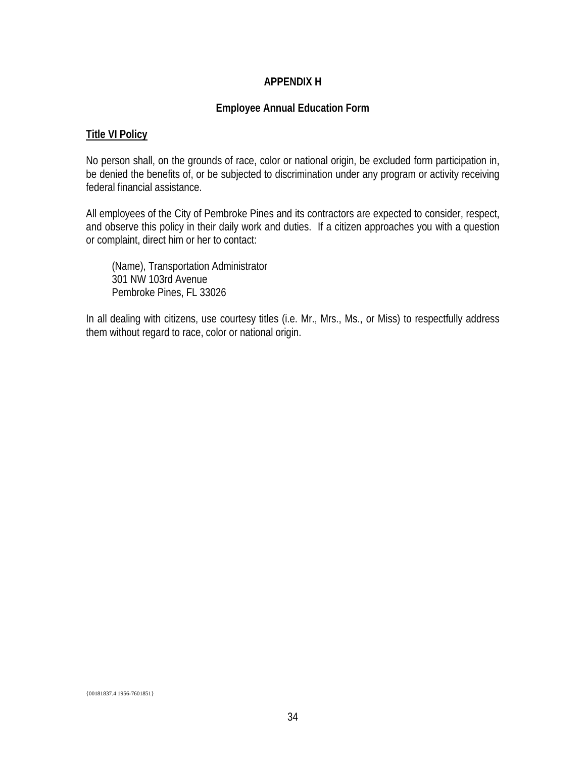# APPENDIX H

## Employee Annual Education Form

**Title VI Policy**

No person shall, on the grounds of race, color or national origin, be excluded form participation in, be denied the benefits of, or be subjected to discrimination under any program or activity receiving federal financial assistance.

All employees of the City of Pembroke Pines and its contractors are expected to consider, respect, and observe this policy in their daily work and duties. If a citizen approaches you with a question or complaint, direct him or her to contact:

> (Name), Transportation Administrator
> 301 NW 103rd Avenue
> Pembroke Pines, FL 33026

In all dealing with citizens, use courtesy titles (i.e. Mr., Mrs., Ms., or Miss) to respectfully address them without regard to race, color or national origin.

{00181837.4 1956-7601851}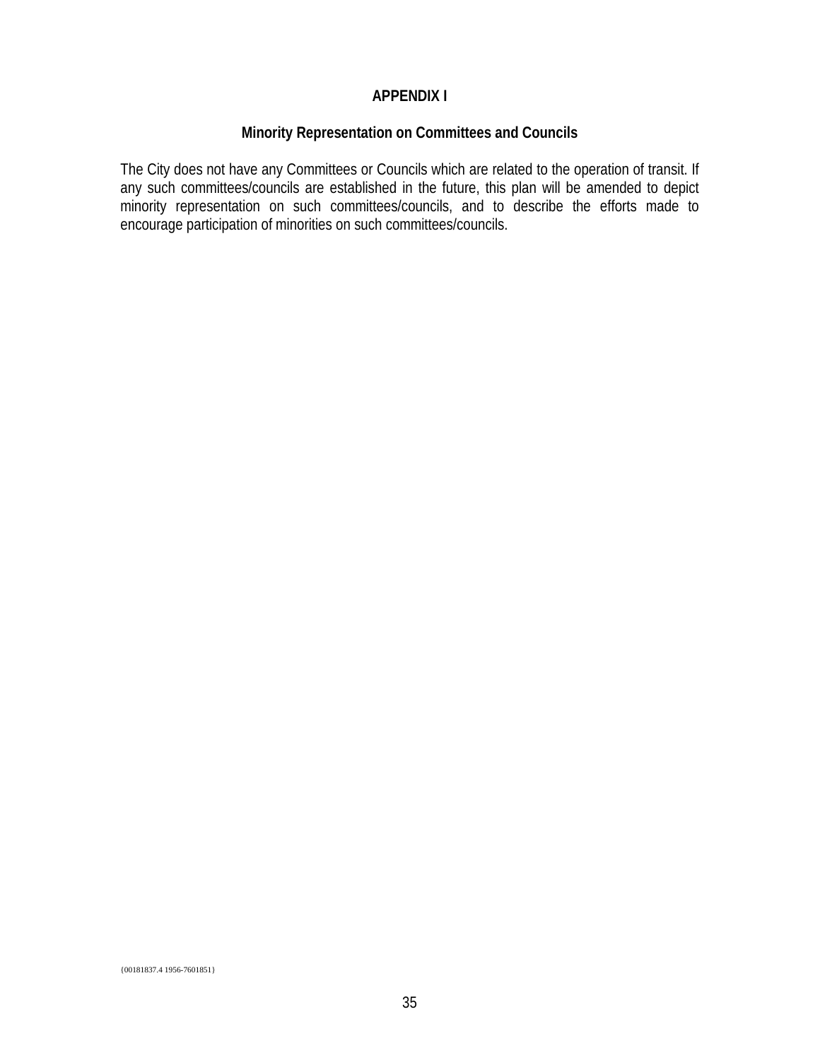# APPENDIX I

## Minority Representation on Committees and Councils

The City does not have any Committees or Councils which are related to the operation of transit. If any such committees/councils are established in the future, this plan will be amended to depict minority representation on such committees/councils, and to describe the efforts made to encourage participation of minorities on such committees/councils.

{00181837.4 1956-7601851}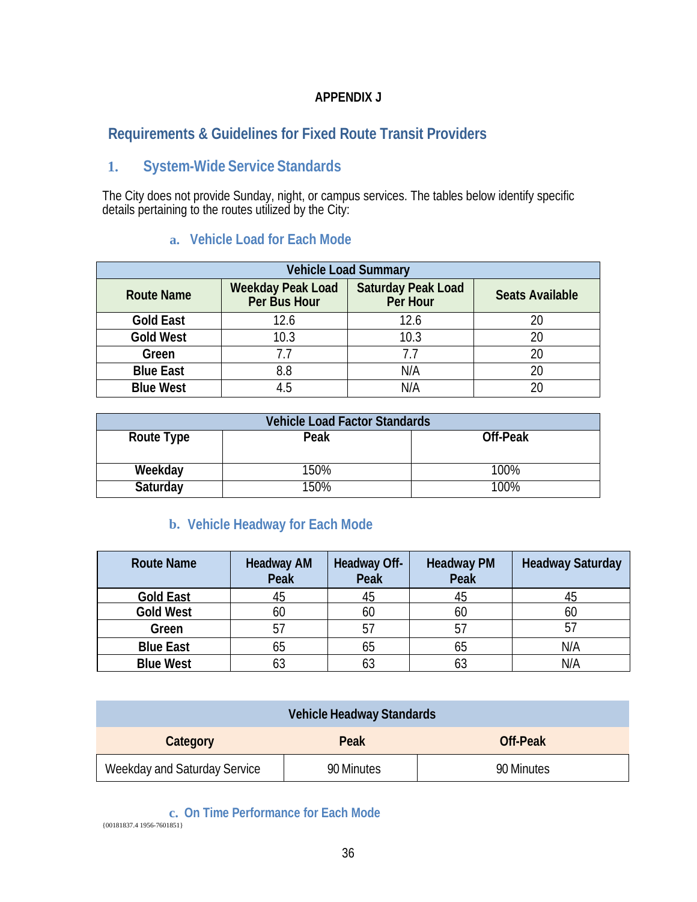# APPENDIX J

## Requirements & Guidelines for Fixed Route Transit Providers

### 1. System-Wide Service Standards

The City does not provide Sunday, night, or campus services. The tables below identify specific details pertaining to the routes utilized by the City:

#### a. Vehicle Load for Each Mode

| Vehicle Load Summary | | | |
|---|---|---|---|
| **Route Name** | **Weekday Peak Load Per Bus Hour** | **Saturday Peak Load Per Hour** | **Seats Available** |
| **Gold East** | 12.6 | 12.6 | 20 |
| **Gold West** | 10.3 | 10.3 | 20 |
| **Green** | 7.7 | 7.7 | 20 |
| **Blue East** | 8.8 | N/A | 20 |
| **Blue West** | 4.5 | N/A | 20 |

| Vehicle Load Factor Standards | | |
|---|---|---|
| **Route Type** | **Peak** | **Off-Peak** |
| **Weekday** | 150% | 100% |
| **Saturday** | 150% | 100% |

#### b. Vehicle Headway for Each Mode

| Route Name | Headway AM Peak | Headway Off-Peak | Headway PM Peak | Headway Saturday |
|---|---|---|---|---|
| **Gold East** | 45 | 45 | 45 | 45 |
| **Gold West** | 60 | 60 | 60 | 60 |
| **Green** | 57 | 57 | 57 | 57 |
| **Blue East** | 65 | 65 | 65 | N/A |
| **Blue West** | 63 | 63 | 63 | N/A |

| Vehicle Headway Standards | | |
|---|---|---|
| **Category** | **Peak** | **Off-Peak** |
| Weekday and Saturday Service | 90 Minutes | 90 Minutes |

#### c. On Time Performance for Each Mode

{00181837.4 1956-7601851}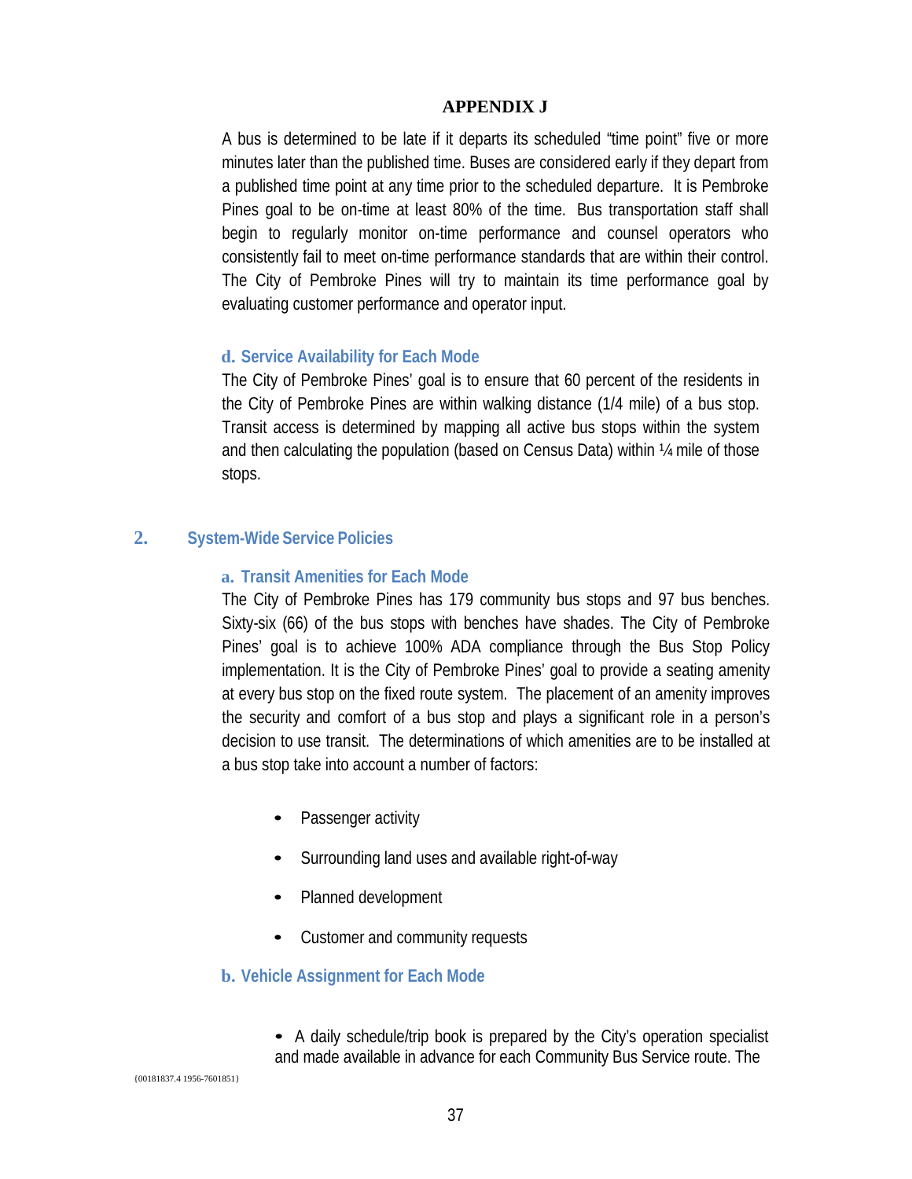# APPENDIX J

A bus is determined to be late if it departs its scheduled "time point" five or more minutes later than the published time. Buses are considered early if they depart from a published time point at any time prior to the scheduled departure. It is Pembroke Pines goal to be on-time at least 80% of the time. Bus transportation staff shall begin to regularly monitor on-time performance and counsel operators who consistently fail to meet on-time performance standards that are within their control. The City of Pembroke Pines will try to maintain its time performance goal by evaluating customer performance and operator input.

### d. Service Availability for Each Mode

The City of Pembroke Pines' goal is to ensure that 60 percent of the residents in the City of Pembroke Pines are within walking distance (1/4 mile) of a bus stop. Transit access is determined by mapping all active bus stops within the system and then calculating the population (based on Census Data) within ¼ mile of those stops.

## 2. System-Wide Service Policies

### a. Transit Amenities for Each Mode

The City of Pembroke Pines has 179 community bus stops and 97 bus benches. Sixty-six (66) of the bus stops with benches have shades. The City of Pembroke Pines' goal is to achieve 100% ADA compliance through the Bus Stop Policy implementation. It is the City of Pembroke Pines' goal to provide a seating amenity at every bus stop on the fixed route system. The placement of an amenity improves the security and comfort of a bus stop and plays a significant role in a person's decision to use transit. The determinations of which amenities are to be installed at a bus stop take into account a number of factors:

- Passenger activity
- Surrounding land uses and available right-of-way
- Planned development
- Customer and community requests

### b. Vehicle Assignment for Each Mode

- A daily schedule/trip book is prepared by the City's operation specialist and made available in advance for each Community Bus Service route. The

{00181837.4 1956-7601851}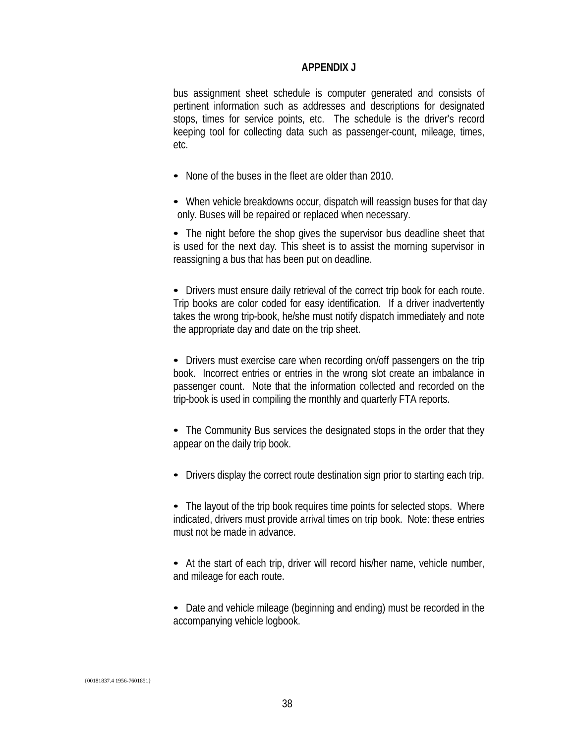**APPENDIX J**

bus assignment sheet schedule is computer generated and consists of pertinent information such as addresses and descriptions for designated stops, times for service points, etc. The schedule is the driver's record keeping tool for collecting data such as passenger-count, mileage, times, etc.

- None of the buses in the fleet are older than 2010.
- When vehicle breakdowns occur, dispatch will reassign buses for that day only. Buses will be repaired or replaced when necessary.
- The night before the shop gives the supervisor bus deadline sheet that is used for the next day. This sheet is to assist the morning supervisor in reassigning a bus that has been put on deadline.
- Drivers must ensure daily retrieval of the correct trip book for each route. Trip books are color coded for easy identification. If a driver inadvertently takes the wrong trip-book, he/she must notify dispatch immediately and note the appropriate day and date on the trip sheet.
- Drivers must exercise care when recording on/off passengers on the trip book. Incorrect entries or entries in the wrong slot create an imbalance in passenger count. Note that the information collected and recorded on the trip-book is used in compiling the monthly and quarterly FTA reports.
- The Community Bus services the designated stops in the order that they appear on the daily trip book.
- Drivers display the correct route destination sign prior to starting each trip.
- The layout of the trip book requires time points for selected stops. Where indicated, drivers must provide arrival times on trip book. Note: these entries must not be made in advance.
- At the start of each trip, driver will record his/her name, vehicle number, and mileage for each route.
- Date and vehicle mileage (beginning and ending) must be recorded in the accompanying vehicle logbook.

{00181837.4 1956-7601851}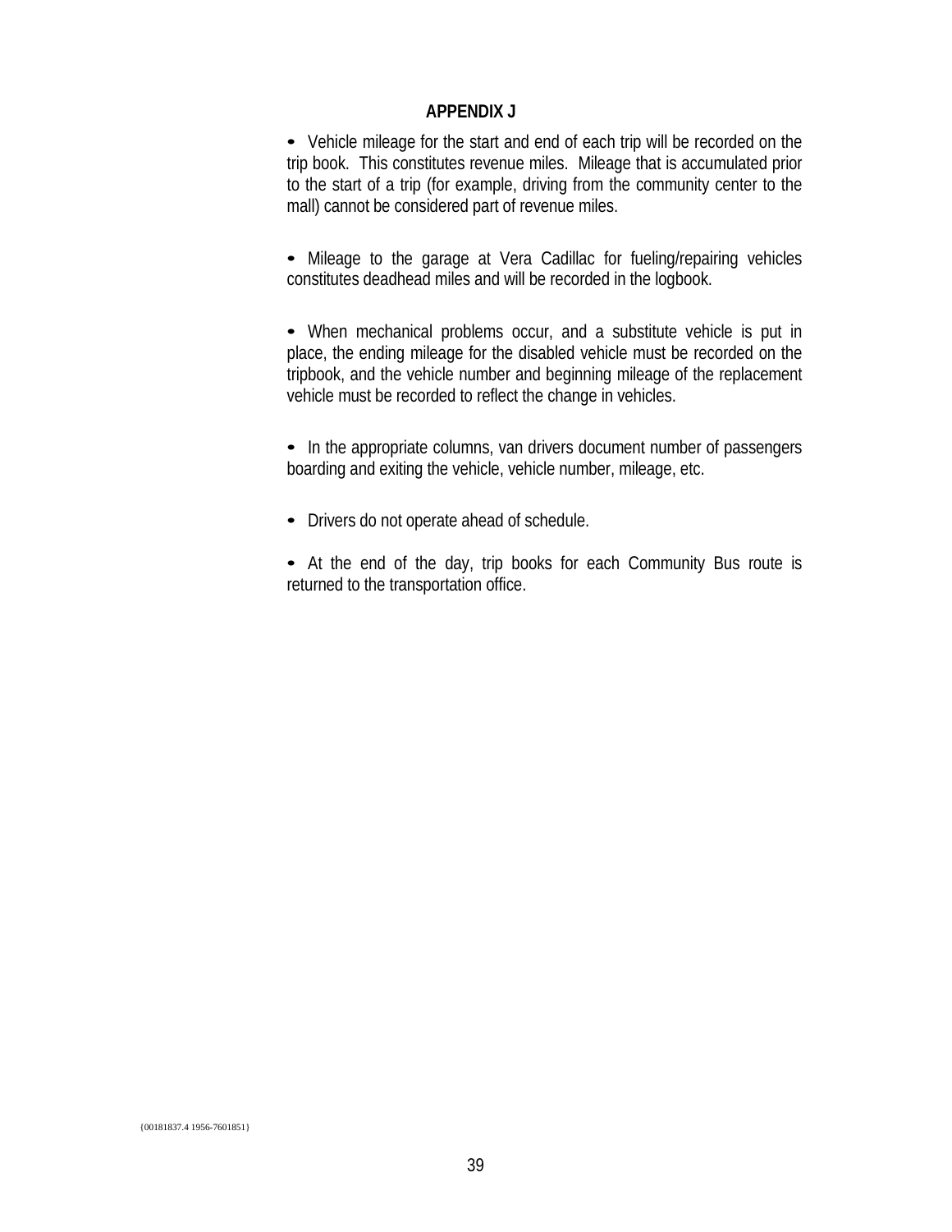## APPENDIX J

- Vehicle mileage for the start and end of each trip will be recorded on the trip book. This constitutes revenue miles. Mileage that is accumulated prior to the start of a trip (for example, driving from the community center to the mall) cannot be considered part of revenue miles.

- Mileage to the garage at Vera Cadillac for fueling/repairing vehicles constitutes deadhead miles and will be recorded in the logbook.

- When mechanical problems occur, and a substitute vehicle is put in place, the ending mileage for the disabled vehicle must be recorded on the tripbook, and the vehicle number and beginning mileage of the replacement vehicle must be recorded to reflect the change in vehicles.

- In the appropriate columns, van drivers document number of passengers boarding and exiting the vehicle, vehicle number, mileage, etc.

- Drivers do not operate ahead of schedule.

- At the end of the day, trip books for each Community Bus route is returned to the transportation office.

{00181837.4 1956-7601851}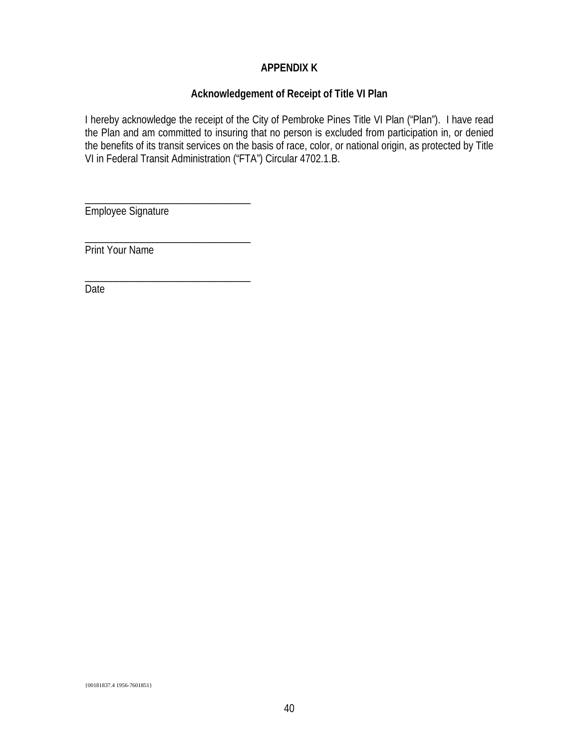## APPENDIX K

### Acknowledgement of Receipt of Title VI Plan

I hereby acknowledge the receipt of the City of Pembroke Pines Title VI Plan ("Plan"). I have read the Plan and am committed to insuring that no person is excluded from participation in, or denied the benefits of its transit services on the basis of race, color, or national origin, as protected by Title VI in Federal Transit Administration ("FTA") Circular 4702.1.B.

_________________________________
Employee Signature

_________________________________
Print Your Name

_________________________________
Date

{00181837.4 1956-7601851}